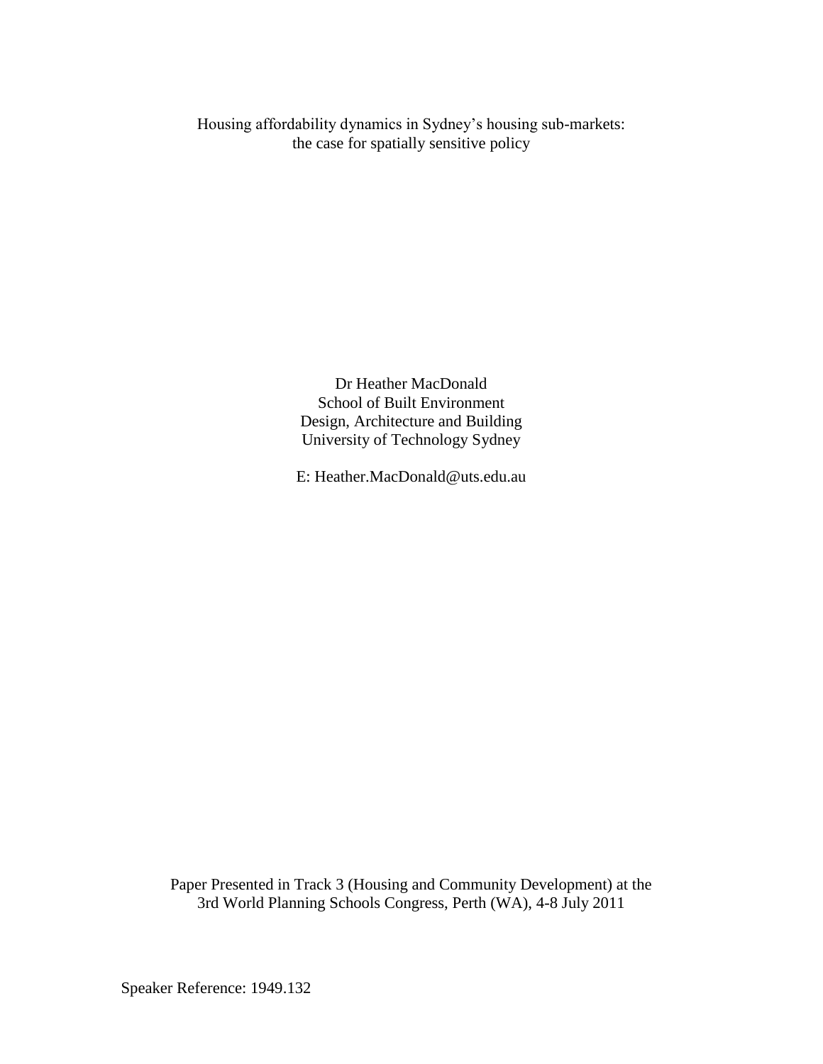# Housing affordability dynamics in Sydney's housing sub-markets: the case for spatially sensitive policy

Dr Heather MacDonald
School of Built Environment
Design, Architecture and Building
University of Technology Sydney

E: Heather.MacDonald@uts.edu.au

Paper Presented in Track 3 (Housing and Community Development) at the 3rd World Planning Schools Congress, Perth (WA), 4-8 July 2011

Speaker Reference: 1949.132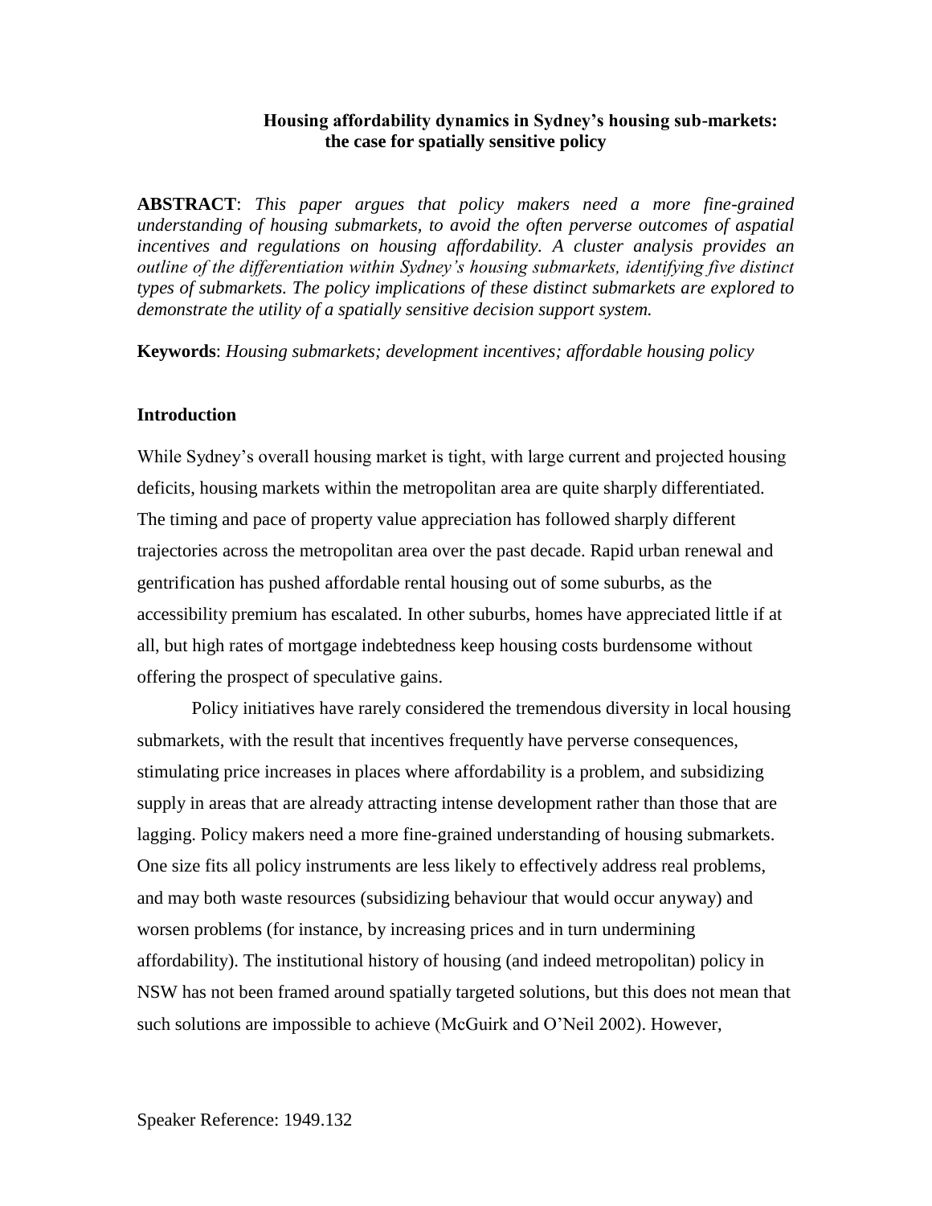**Housing affordability dynamics in Sydney's housing sub-markets: the case for spatially sensitive policy**

**ABSTRACT**: *This paper argues that policy makers need a more fine-grained understanding of housing submarkets, to avoid the often perverse outcomes of aspatial incentives and regulations on housing affordability. A cluster analysis provides an outline of the differentiation within Sydney's housing submarkets, identifying five distinct types of submarkets. The policy implications of these distinct submarkets are explored to demonstrate the utility of a spatially sensitive decision support system.*

**Keywords**: *Housing submarkets; development incentives; affordable housing policy*

## Introduction

While Sydney's overall housing market is tight, with large current and projected housing deficits, housing markets within the metropolitan area are quite sharply differentiated. The timing and pace of property value appreciation has followed sharply different trajectories across the metropolitan area over the past decade. Rapid urban renewal and gentrification has pushed affordable rental housing out of some suburbs, as the accessibility premium has escalated. In other suburbs, homes have appreciated little if at all, but high rates of mortgage indebtedness keep housing costs burdensome without offering the prospect of speculative gains.

Policy initiatives have rarely considered the tremendous diversity in local housing submarkets, with the result that incentives frequently have perverse consequences, stimulating price increases in places where affordability is a problem, and subsidizing supply in areas that are already attracting intense development rather than those that are lagging. Policy makers need a more fine-grained understanding of housing submarkets. One size fits all policy instruments are less likely to effectively address real problems, and may both waste resources (subsidizing behaviour that would occur anyway) and worsen problems (for instance, by increasing prices and in turn undermining affordability). The institutional history of housing (and indeed metropolitan) policy in NSW has not been framed around spatially targeted solutions, but this does not mean that such solutions are impossible to achieve (McGuirk and O'Neil 2002). However,

Speaker Reference: 1949.132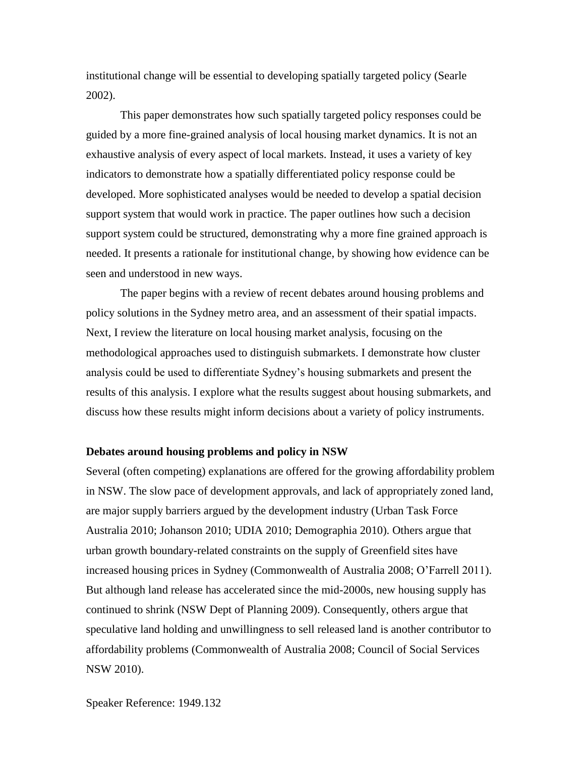institutional change will be essential to developing spatially targeted policy (Searle 2002).

This paper demonstrates how such spatially targeted policy responses could be guided by a more fine-grained analysis of local housing market dynamics. It is not an exhaustive analysis of every aspect of local markets. Instead, it uses a variety of key indicators to demonstrate how a spatially differentiated policy response could be developed. More sophisticated analyses would be needed to develop a spatial decision support system that would work in practice. The paper outlines how such a decision support system could be structured, demonstrating why a more fine grained approach is needed. It presents a rationale for institutional change, by showing how evidence can be seen and understood in new ways.

The paper begins with a review of recent debates around housing problems and policy solutions in the Sydney metro area, and an assessment of their spatial impacts. Next, I review the literature on local housing market analysis, focusing on the methodological approaches used to distinguish submarkets. I demonstrate how cluster analysis could be used to differentiate Sydney's housing submarkets and present the results of this analysis. I explore what the results suggest about housing submarkets, and discuss how these results might inform decisions about a variety of policy instruments.

**Debates around housing problems and policy in NSW**

Several (often competing) explanations are offered for the growing affordability problem in NSW. The slow pace of development approvals, and lack of appropriately zoned land, are major supply barriers argued by the development industry (Urban Task Force Australia 2010; Johanson 2010; UDIA 2010; Demographia 2010). Others argue that urban growth boundary-related constraints on the supply of Greenfield sites have increased housing prices in Sydney (Commonwealth of Australia 2008; O'Farrell 2011). But although land release has accelerated since the mid-2000s, new housing supply has continued to shrink (NSW Dept of Planning 2009). Consequently, others argue that speculative land holding and unwillingness to sell released land is another contributor to affordability problems (Commonwealth of Australia 2008; Council of Social Services NSW 2010).

Speaker Reference: 1949.132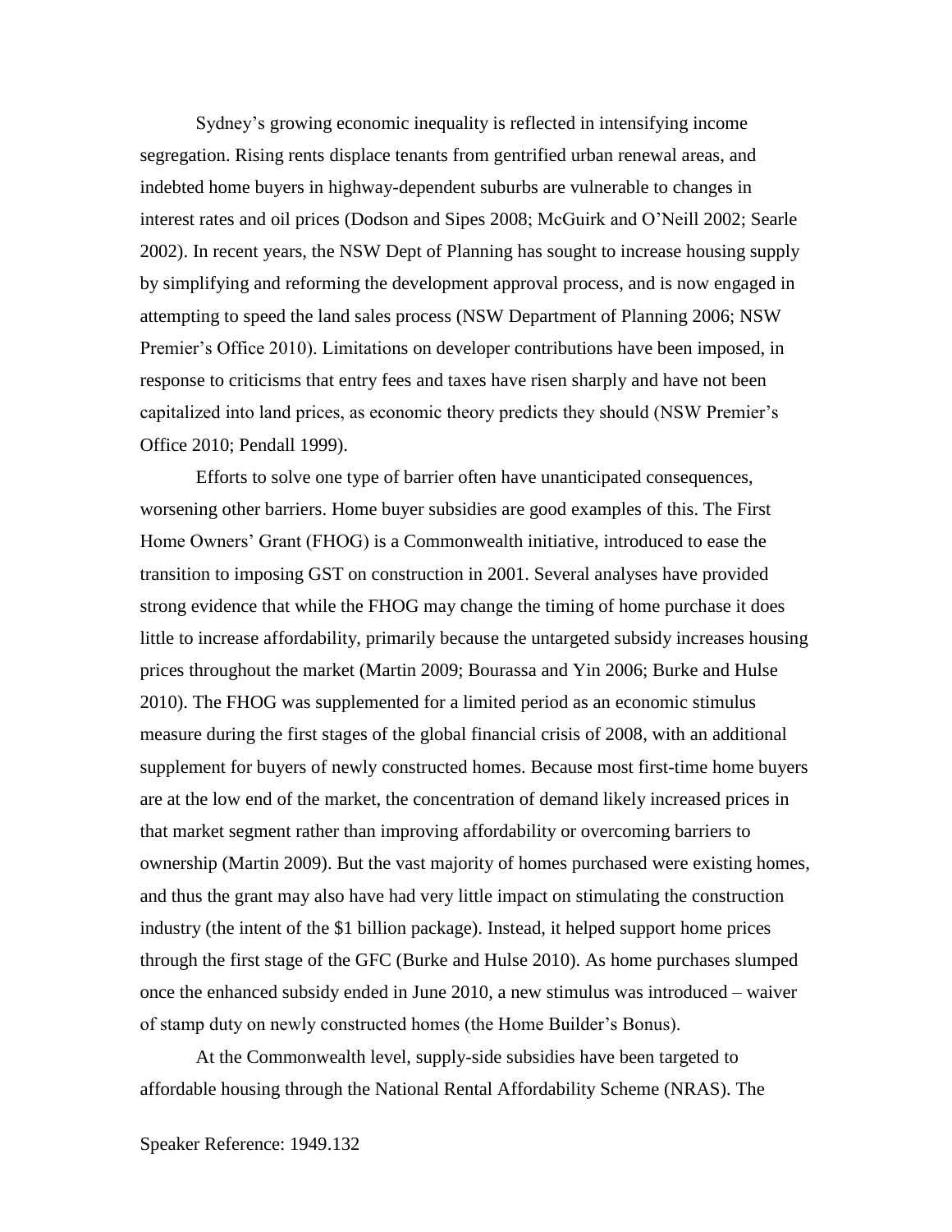Sydney's growing economic inequality is reflected in intensifying income segregation. Rising rents displace tenants from gentrified urban renewal areas, and indebted home buyers in highway-dependent suburbs are vulnerable to changes in interest rates and oil prices (Dodson and Sipes 2008; McGuirk and O'Neill 2002; Searle 2002). In recent years, the NSW Dept of Planning has sought to increase housing supply by simplifying and reforming the development approval process, and is now engaged in attempting to speed the land sales process (NSW Department of Planning 2006; NSW Premier's Office 2010). Limitations on developer contributions have been imposed, in response to criticisms that entry fees and taxes have risen sharply and have not been capitalized into land prices, as economic theory predicts they should (NSW Premier's Office 2010; Pendall 1999).

Efforts to solve one type of barrier often have unanticipated consequences, worsening other barriers. Home buyer subsidies are good examples of this. The First Home Owners' Grant (FHOG) is a Commonwealth initiative, introduced to ease the transition to imposing GST on construction in 2001. Several analyses have provided strong evidence that while the FHOG may change the timing of home purchase it does little to increase affordability, primarily because the untargeted subsidy increases housing prices throughout the market (Martin 2009; Bourassa and Yin 2006; Burke and Hulse 2010). The FHOG was supplemented for a limited period as an economic stimulus measure during the first stages of the global financial crisis of 2008, with an additional supplement for buyers of newly constructed homes. Because most first-time home buyers are at the low end of the market, the concentration of demand likely increased prices in that market segment rather than improving affordability or overcoming barriers to ownership (Martin 2009). But the vast majority of homes purchased were existing homes, and thus the grant may also have had very little impact on stimulating the construction industry (the intent of the $1 billion package). Instead, it helped support home prices through the first stage of the GFC (Burke and Hulse 2010). As home purchases slumped once the enhanced subsidy ended in June 2010, a new stimulus was introduced – waiver of stamp duty on newly constructed homes (the Home Builder's Bonus).

At the Commonwealth level, supply-side subsidies have been targeted to affordable housing through the National Rental Affordability Scheme (NRAS). The

Speaker Reference: 1949.132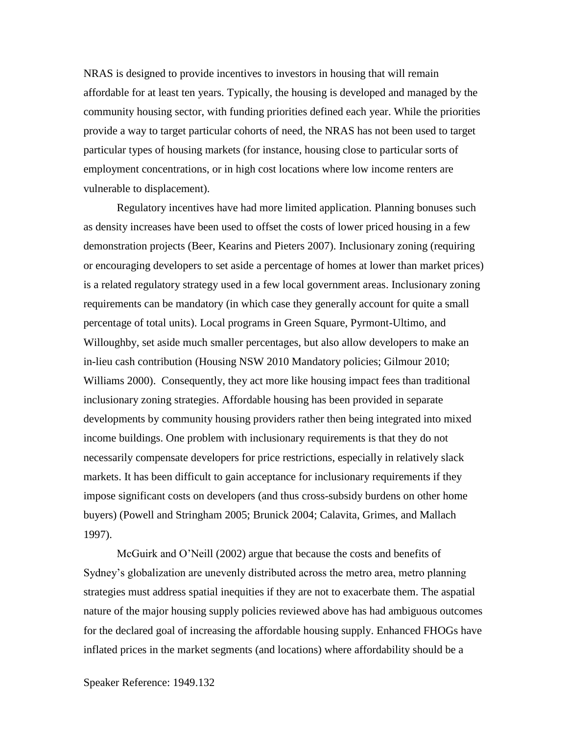NRAS is designed to provide incentives to investors in housing that will remain affordable for at least ten years. Typically, the housing is developed and managed by the community housing sector, with funding priorities defined each year. While the priorities provide a way to target particular cohorts of need, the NRAS has not been used to target particular types of housing markets (for instance, housing close to particular sorts of employment concentrations, or in high cost locations where low income renters are vulnerable to displacement).

Regulatory incentives have had more limited application. Planning bonuses such as density increases have been used to offset the costs of lower priced housing in a few demonstration projects (Beer, Kearins and Pieters 2007). Inclusionary zoning (requiring or encouraging developers to set aside a percentage of homes at lower than market prices) is a related regulatory strategy used in a few local government areas. Inclusionary zoning requirements can be mandatory (in which case they generally account for quite a small percentage of total units). Local programs in Green Square, Pyrmont-Ultimo, and Willoughby, set aside much smaller percentages, but also allow developers to make an in-lieu cash contribution (Housing NSW 2010 Mandatory policies; Gilmour 2010; Williams 2000). Consequently, they act more like housing impact fees than traditional inclusionary zoning strategies. Affordable housing has been provided in separate developments by community housing providers rather then being integrated into mixed income buildings. One problem with inclusionary requirements is that they do not necessarily compensate developers for price restrictions, especially in relatively slack markets. It has been difficult to gain acceptance for inclusionary requirements if they impose significant costs on developers (and thus cross-subsidy burdens on other home buyers) (Powell and Stringham 2005; Brunick 2004; Calavita, Grimes, and Mallach 1997).

McGuirk and O'Neill (2002) argue that because the costs and benefits of Sydney's globalization are unevenly distributed across the metro area, metro planning strategies must address spatial inequities if they are not to exacerbate them. The aspatial nature of the major housing supply policies reviewed above has had ambiguous outcomes for the declared goal of increasing the affordable housing supply. Enhanced FHOGs have inflated prices in the market segments (and locations) where affordability should be a

Speaker Reference: 1949.132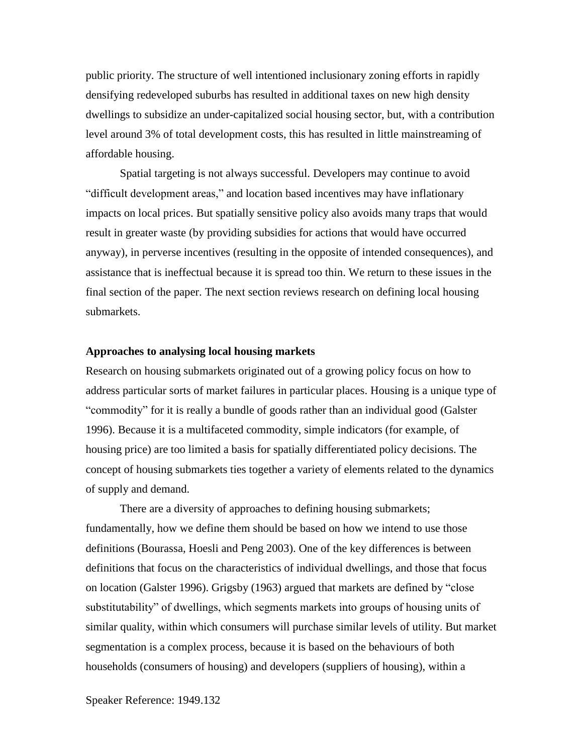public priority. The structure of well intentioned inclusionary zoning efforts in rapidly densifying redeveloped suburbs has resulted in additional taxes on new high density dwellings to subsidize an under-capitalized social housing sector, but, with a contribution level around 3% of total development costs, this has resulted in little mainstreaming of affordable housing.

Spatial targeting is not always successful. Developers may continue to avoid "difficult development areas," and location based incentives may have inflationary impacts on local prices. But spatially sensitive policy also avoids many traps that would result in greater waste (by providing subsidies for actions that would have occurred anyway), in perverse incentives (resulting in the opposite of intended consequences), and assistance that is ineffectual because it is spread too thin. We return to these issues in the final section of the paper. The next section reviews research on defining local housing submarkets.

## Approaches to analysing local housing markets

Research on housing submarkets originated out of a growing policy focus on how to address particular sorts of market failures in particular places. Housing is a unique type of "commodity" for it is really a bundle of goods rather than an individual good (Galster 1996). Because it is a multifaceted commodity, simple indicators (for example, of housing price) are too limited a basis for spatially differentiated policy decisions. The concept of housing submarkets ties together a variety of elements related to the dynamics of supply and demand.

There are a diversity of approaches to defining housing submarkets; fundamentally, how we define them should be based on how we intend to use those definitions (Bourassa, Hoesli and Peng 2003). One of the key differences is between definitions that focus on the characteristics of individual dwellings, and those that focus on location (Galster 1996). Grigsby (1963) argued that markets are defined by "close substitutability" of dwellings, which segments markets into groups of housing units of similar quality, within which consumers will purchase similar levels of utility. But market segmentation is a complex process, because it is based on the behaviours of both households (consumers of housing) and developers (suppliers of housing), within a

Speaker Reference: 1949.132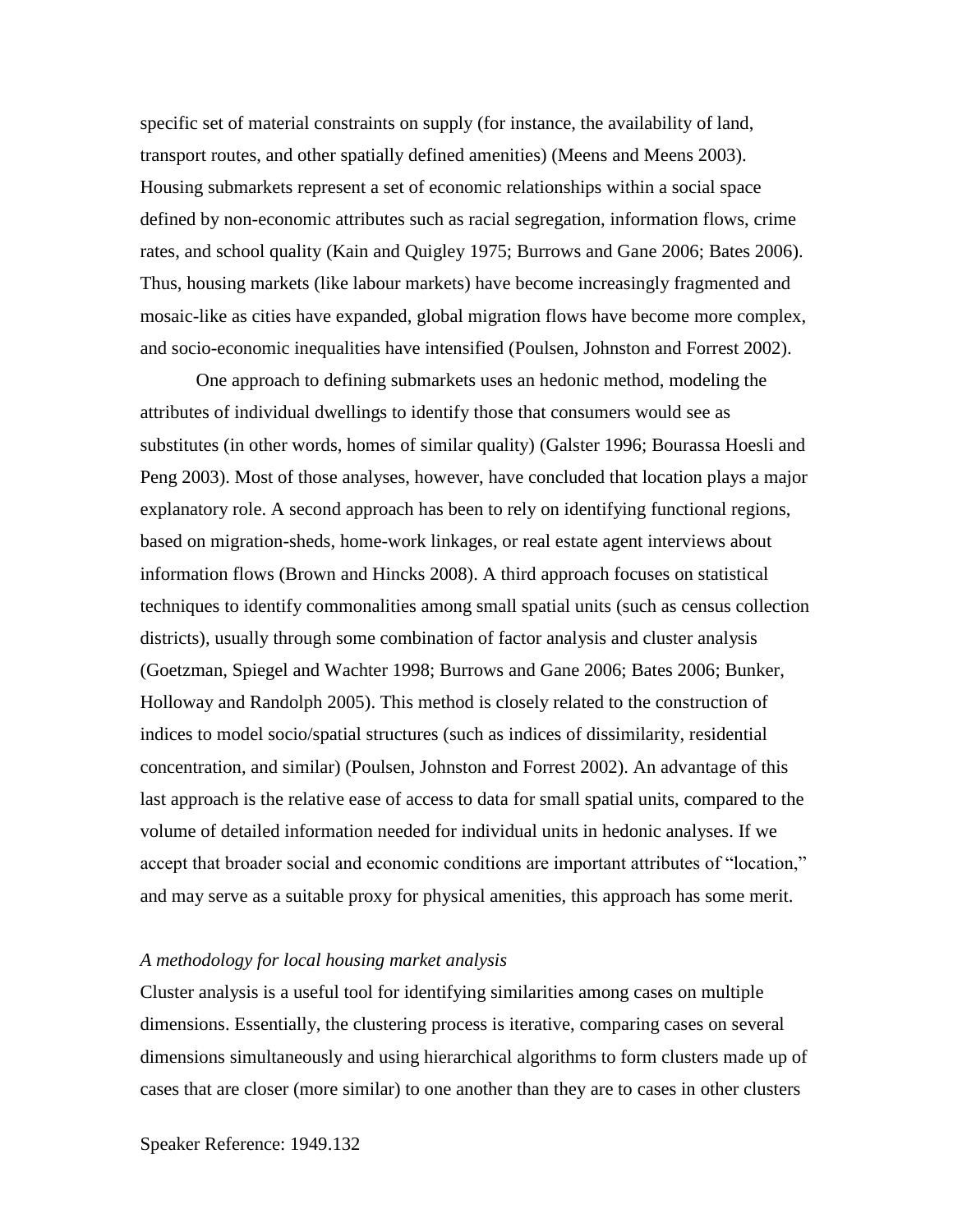specific set of material constraints on supply (for instance, the availability of land, transport routes, and other spatially defined amenities) (Meens and Meens 2003). Housing submarkets represent a set of economic relationships within a social space defined by non-economic attributes such as racial segregation, information flows, crime rates, and school quality (Kain and Quigley 1975; Burrows and Gane 2006; Bates 2006). Thus, housing markets (like labour markets) have become increasingly fragmented and mosaic-like as cities have expanded, global migration flows have become more complex, and socio-economic inequalities have intensified (Poulsen, Johnston and Forrest 2002).

One approach to defining submarkets uses an hedonic method, modeling the attributes of individual dwellings to identify those that consumers would see as substitutes (in other words, homes of similar quality) (Galster 1996; Bourassa Hoesli and Peng 2003). Most of those analyses, however, have concluded that location plays a major explanatory role. A second approach has been to rely on identifying functional regions, based on migration-sheds, home-work linkages, or real estate agent interviews about information flows (Brown and Hincks 2008). A third approach focuses on statistical techniques to identify commonalities among small spatial units (such as census collection districts), usually through some combination of factor analysis and cluster analysis (Goetzman, Spiegel and Wachter 1998; Burrows and Gane 2006; Bates 2006; Bunker, Holloway and Randolph 2005). This method is closely related to the construction of indices to model socio/spatial structures (such as indices of dissimilarity, residential concentration, and similar) (Poulsen, Johnston and Forrest 2002). An advantage of this last approach is the relative ease of access to data for small spatial units, compared to the volume of detailed information needed for individual units in hedonic analyses. If we accept that broader social and economic conditions are important attributes of "location," and may serve as a suitable proxy for physical amenities, this approach has some merit.

*A methodology for local housing market analysis*

Cluster analysis is a useful tool for identifying similarities among cases on multiple dimensions. Essentially, the clustering process is iterative, comparing cases on several dimensions simultaneously and using hierarchical algorithms to form clusters made up of cases that are closer (more similar) to one another than they are to cases in other clusters

Speaker Reference: 1949.132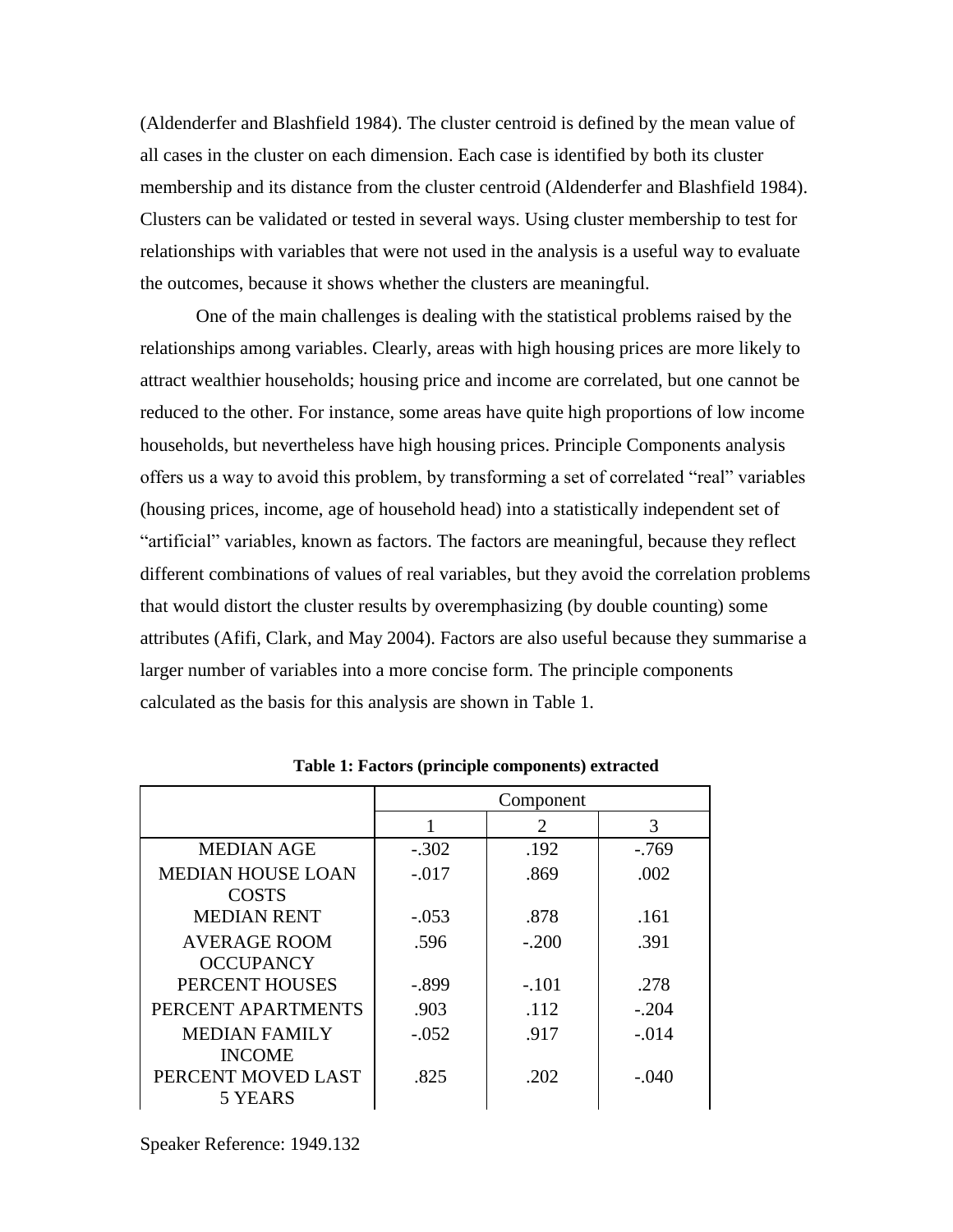(Aldenderfer and Blashfield 1984). The cluster centroid is defined by the mean value of all cases in the cluster on each dimension. Each case is identified by both its cluster membership and its distance from the cluster centroid (Aldenderfer and Blashfield 1984). Clusters can be validated or tested in several ways. Using cluster membership to test for relationships with variables that were not used in the analysis is a useful way to evaluate the outcomes, because it shows whether the clusters are meaningful.

One of the main challenges is dealing with the statistical problems raised by the relationships among variables. Clearly, areas with high housing prices are more likely to attract wealthier households; housing price and income are correlated, but one cannot be reduced to the other. For instance, some areas have quite high proportions of low income households, but nevertheless have high housing prices. Principle Components analysis offers us a way to avoid this problem, by transforming a set of correlated "real" variables (housing prices, income, age of household head) into a statistically independent set of "artificial" variables, known as factors. The factors are meaningful, because they reflect different combinations of values of real variables, but they avoid the correlation problems that would distort the cluster results by overemphasizing (by double counting) some attributes (Afifi, Clark, and May 2004). Factors are also useful because they summarise a larger number of variables into a more concise form. The principle components calculated as the basis for this analysis are shown in Table 1.

**Table 1: Factors (principle components) extracted**

| | Component | | |
|---|---|---|---|
| | 1 | 2 | 3 |
| MEDIAN AGE | -.302 | .192 | -.769 |
| MEDIAN HOUSE LOAN COSTS | -.017 | .869 | .002 |
| MEDIAN RENT | -.053 | .878 | .161 |
| AVERAGE ROOM OCCUPANCY | .596 | -.200 | .391 |
| PERCENT HOUSES | -.899 | -.101 | .278 |
| PERCENT APARTMENTS | .903 | .112 | -.204 |
| MEDIAN FAMILY INCOME | -.052 | .917 | -.014 |
| PERCENT MOVED LAST 5 YEARS | .825 | .202 | -.040 |

Speaker Reference: 1949.132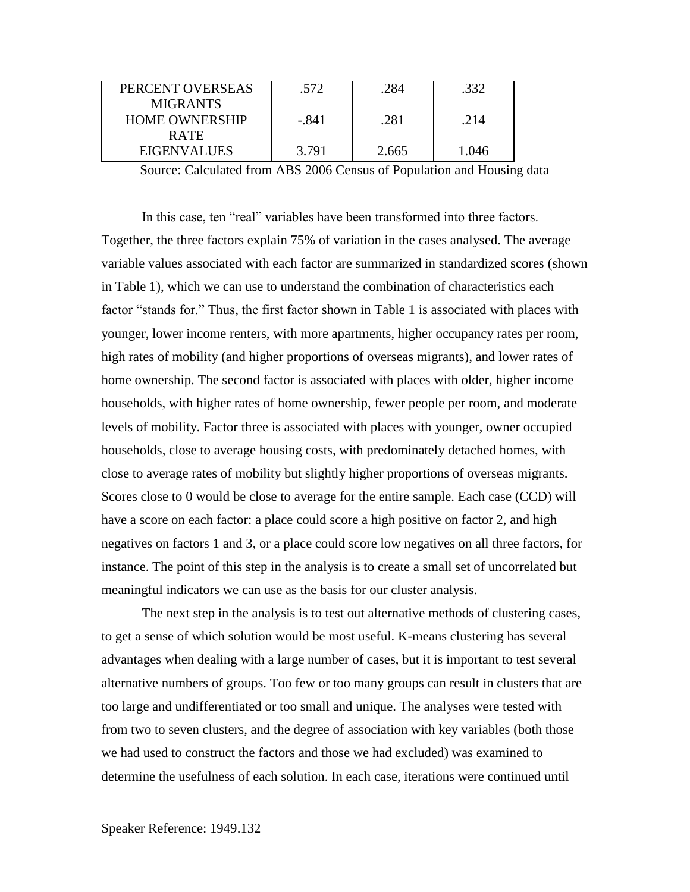| | | | |
|---|---|---|---|
| PERCENT OVERSEAS MIGRANTS | .572 | .284 | .332 |
| HOME OWNERSHIP RATE | -.841 | .281 | .214 |
| EIGENVALUES | 3.791 | 2.665 | 1.046 |

Source: Calculated from ABS 2006 Census of Population and Housing data

In this case, ten "real" variables have been transformed into three factors. Together, the three factors explain 75% of variation in the cases analysed. The average variable values associated with each factor are summarized in standardized scores (shown in Table 1), which we can use to understand the combination of characteristics each factor "stands for." Thus, the first factor shown in Table 1 is associated with places with younger, lower income renters, with more apartments, higher occupancy rates per room, high rates of mobility (and higher proportions of overseas migrants), and lower rates of home ownership. The second factor is associated with places with older, higher income households, with higher rates of home ownership, fewer people per room, and moderate levels of mobility. Factor three is associated with places with younger, owner occupied households, close to average housing costs, with predominately detached homes, with close to average rates of mobility but slightly higher proportions of overseas migrants. Scores close to 0 would be close to average for the entire sample. Each case (CCD) will have a score on each factor: a place could score a high positive on factor 2, and high negatives on factors 1 and 3, or a place could score low negatives on all three factors, for instance. The point of this step in the analysis is to create a small set of uncorrelated but meaningful indicators we can use as the basis for our cluster analysis.

The next step in the analysis is to test out alternative methods of clustering cases, to get a sense of which solution would be most useful. K-means clustering has several advantages when dealing with a large number of cases, but it is important to test several alternative numbers of groups. Too few or too many groups can result in clusters that are too large and undifferentiated or too small and unique. The analyses were tested with from two to seven clusters, and the degree of association with key variables (both those we had used to construct the factors and those we had excluded) was examined to determine the usefulness of each solution. In each case, iterations were continued until

Speaker Reference: 1949.132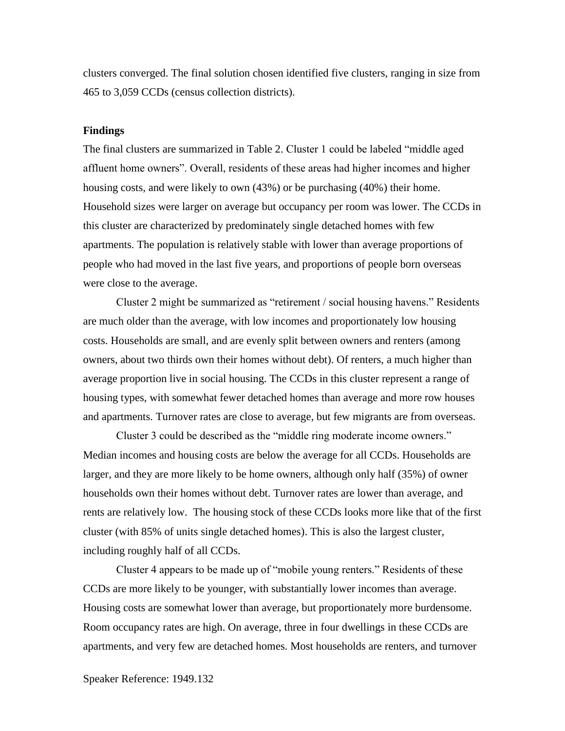clusters converged. The final solution chosen identified five clusters, ranging in size from 465 to 3,059 CCDs (census collection districts).

**Findings**

The final clusters are summarized in Table 2. Cluster 1 could be labeled "middle aged affluent home owners". Overall, residents of these areas had higher incomes and higher housing costs, and were likely to own (43%) or be purchasing (40%) their home. Household sizes were larger on average but occupancy per room was lower. The CCDs in this cluster are characterized by predominately single detached homes with few apartments. The population is relatively stable with lower than average proportions of people who had moved in the last five years, and proportions of people born overseas were close to the average.

Cluster 2 might be summarized as "retirement / social housing havens." Residents are much older than the average, with low incomes and proportionately low housing costs. Households are small, and are evenly split between owners and renters (among owners, about two thirds own their homes without debt). Of renters, a much higher than average proportion live in social housing. The CCDs in this cluster represent a range of housing types, with somewhat fewer detached homes than average and more row houses and apartments. Turnover rates are close to average, but few migrants are from overseas.

Cluster 3 could be described as the "middle ring moderate income owners." Median incomes and housing costs are below the average for all CCDs. Households are larger, and they are more likely to be home owners, although only half (35%) of owner households own their homes without debt. Turnover rates are lower than average, and rents are relatively low. The housing stock of these CCDs looks more like that of the first cluster (with 85% of units single detached homes). This is also the largest cluster, including roughly half of all CCDs.

Cluster 4 appears to be made up of "mobile young renters." Residents of these CCDs are more likely to be younger, with substantially lower incomes than average. Housing costs are somewhat lower than average, but proportionately more burdensome. Room occupancy rates are high. On average, three in four dwellings in these CCDs are apartments, and very few are detached homes. Most households are renters, and turnover

Speaker Reference: 1949.132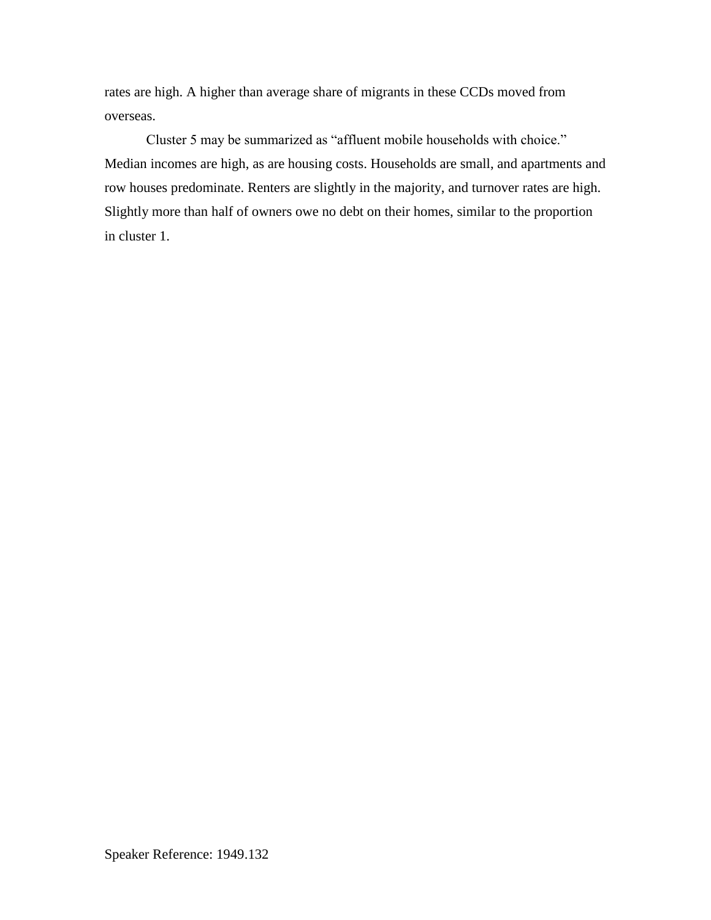rates are high. A higher than average share of migrants in these CCDs moved from overseas.

Cluster 5 may be summarized as "affluent mobile households with choice." Median incomes are high, as are housing costs. Households are small, and apartments and row houses predominate. Renters are slightly in the majority, and turnover rates are high. Slightly more than half of owners owe no debt on their homes, similar to the proportion in cluster 1.

Speaker Reference: 1949.132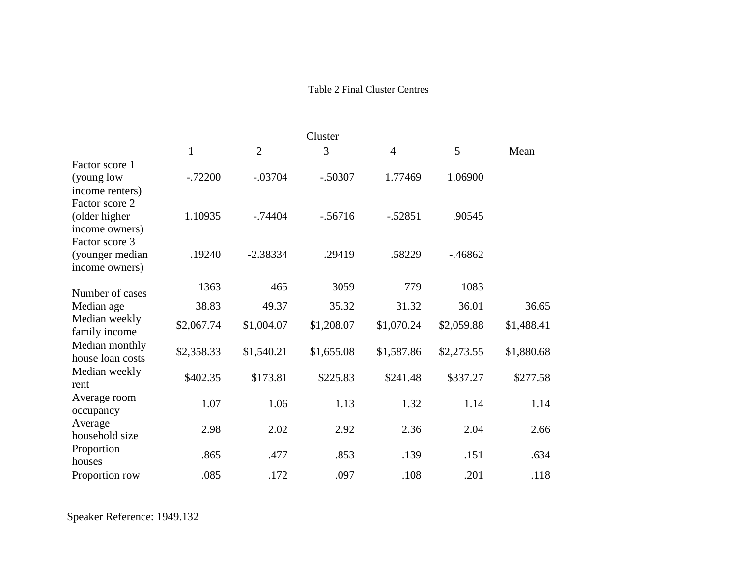Table 2 Final Cluster Centres

| | Cluster | | | | | |
|---|---|---|---|---|---|---|
| | 1 | 2 | 3 | 4 | 5 | Mean |
| Factor score 1 (young low income renters) | -.72200 | -.03704 | -.50307 | 1.77469 | 1.06900 | |
| Factor score 2 (older higher income owners) | 1.10935 | -.74404 | -.56716 | -.52851 | .90545 | |
| Factor score 3 (younger median income owners) | .19240 | -2.38334 | .29419 | .58229 | -.46862 | |
| Number of cases | 1363 | 465 | 3059 | 779 | 1083 | |
| Median age | 38.83 | 49.37 | 35.32 | 31.32 | 36.01 | 36.65 |
| Median weekly family income | $2,067.74 | $1,004.07 | $1,208.07 | $1,070.24 | $2,059.88 | $1,488.41 |
| Median monthly house loan costs | $2,358.33 | $1,540.21 | $1,655.08 | $1,587.86 | $2,273.55 | $1,880.68 |
| Median weekly rent | $402.35 | $173.81 | $225.83 | $241.48 | $337.27 | $277.58 |
| Average room occupancy | 1.07 | 1.06 | 1.13 | 1.32 | 1.14 | 1.14 |
| Average household size | 2.98 | 2.02 | 2.92 | 2.36 | 2.04 | 2.66 |
| Proportion houses | .865 | .477 | .853 | .139 | .151 | .634 |
| Proportion row | .085 | .172 | .097 | .108 | .201 | .118 |

Speaker Reference: 1949.132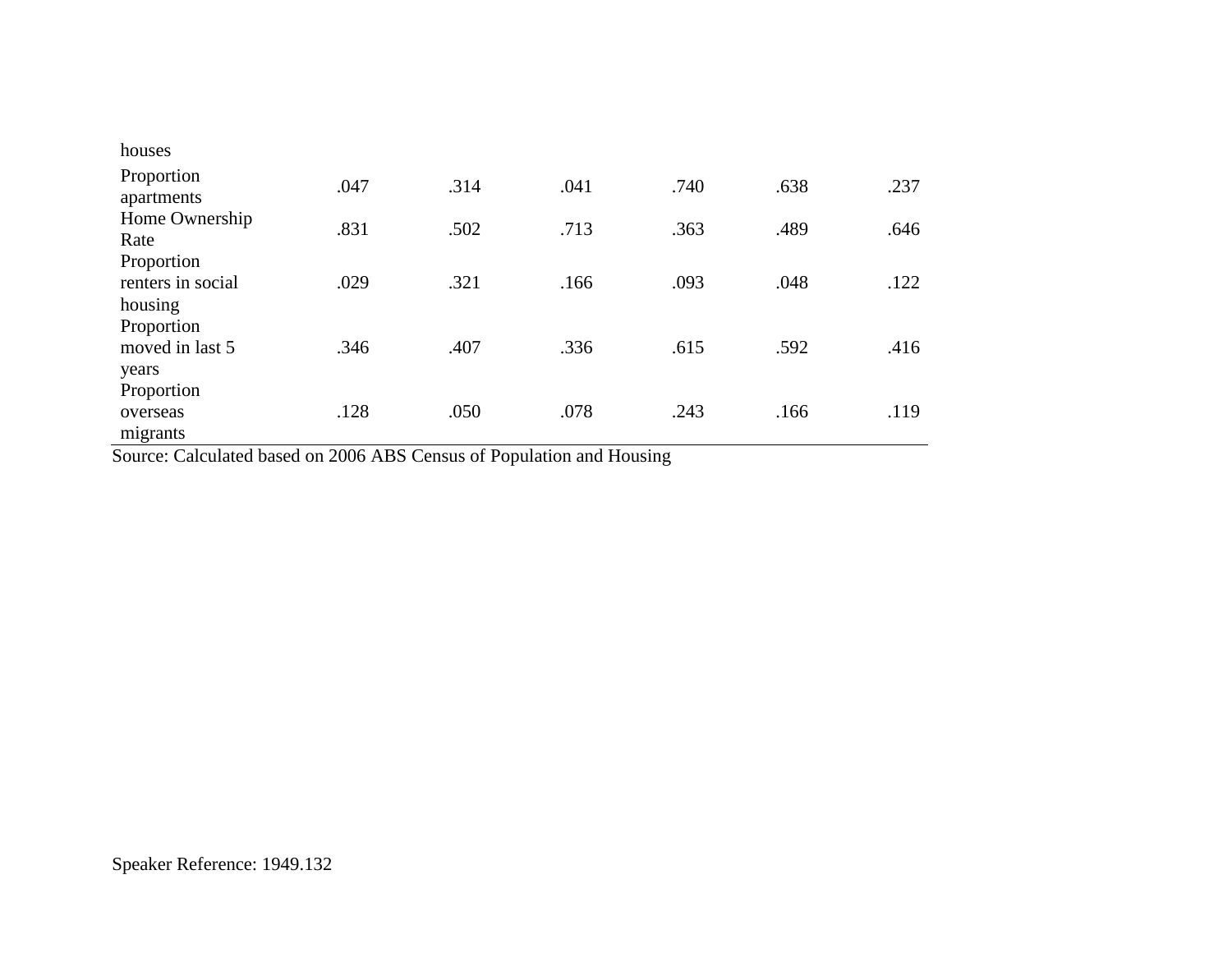| | | | | | | |
|---|---|---|---|---|---|---|
| houses | | | | | | |
| Proportion apartments | .047 | .314 | .041 | .740 | .638 | .237 |
| Home Ownership Rate | .831 | .502 | .713 | .363 | .489 | .646 |
| Proportion renters in social housing | .029 | .321 | .166 | .093 | .048 | .122 |
| Proportion moved in last 5 years | .346 | .407 | .336 | .615 | .592 | .416 |
| Proportion overseas migrants | .128 | .050 | .078 | .243 | .166 | .119 |

Source: Calculated based on 2006 ABS Census of Population and Housing

Speaker Reference: 1949.132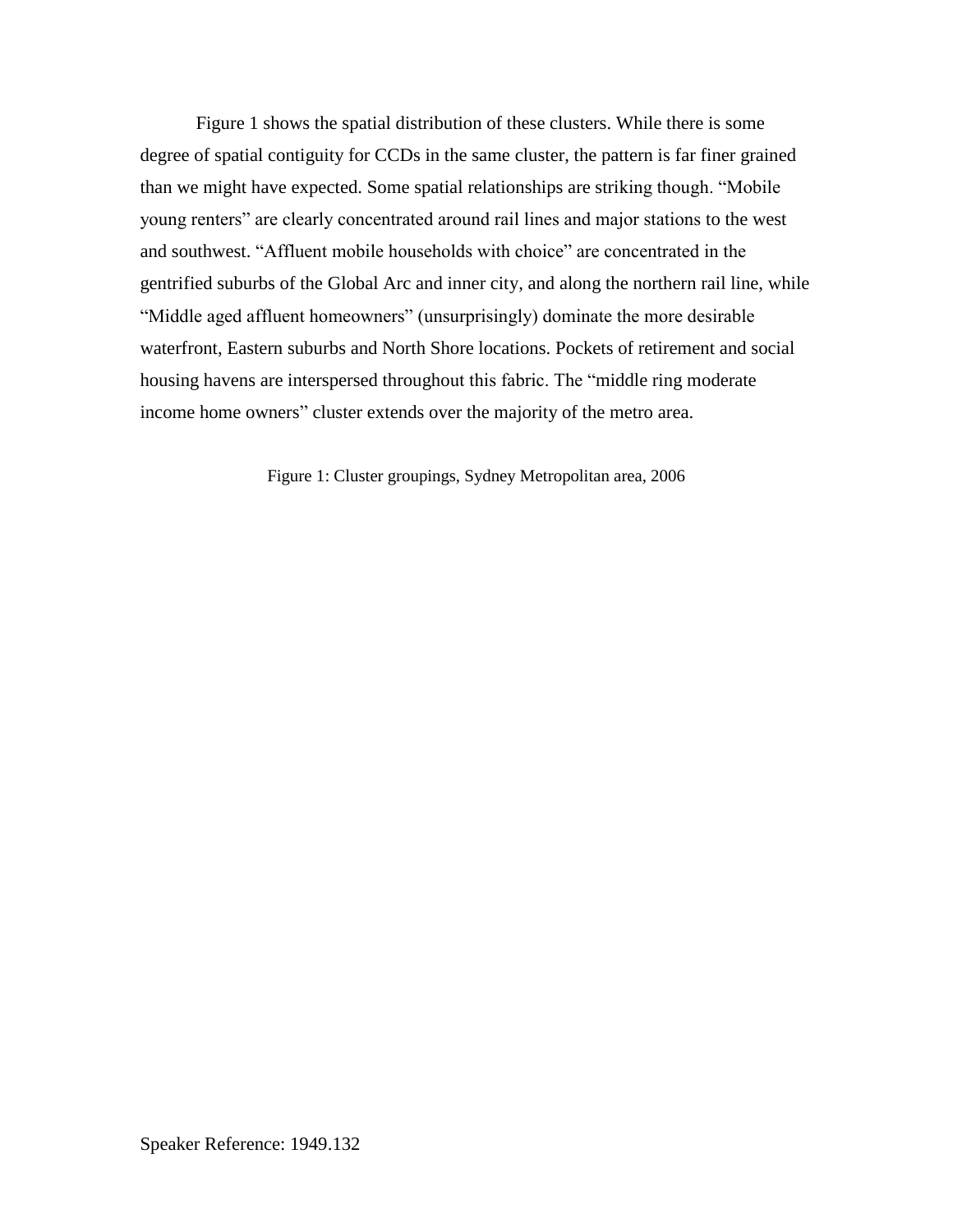Figure 1 shows the spatial distribution of these clusters. While there is some degree of spatial contiguity for CCDs in the same cluster, the pattern is far finer grained than we might have expected. Some spatial relationships are striking though. “Mobile young renters” are clearly concentrated around rail lines and major stations to the west and southwest. “Affluent mobile households with choice” are concentrated in the gentrified suburbs of the Global Arc and inner city, and along the northern rail line, while “Middle aged affluent homeowners” (unsurprisingly) dominate the more desirable waterfront, Eastern suburbs and North Shore locations. Pockets of retirement and social housing havens are interspersed throughout this fabric. The “middle ring moderate income home owners” cluster extends over the majority of the metro area.

Figure 1: Cluster groupings, Sydney Metropolitan area, 2006

Speaker Reference: 1949.132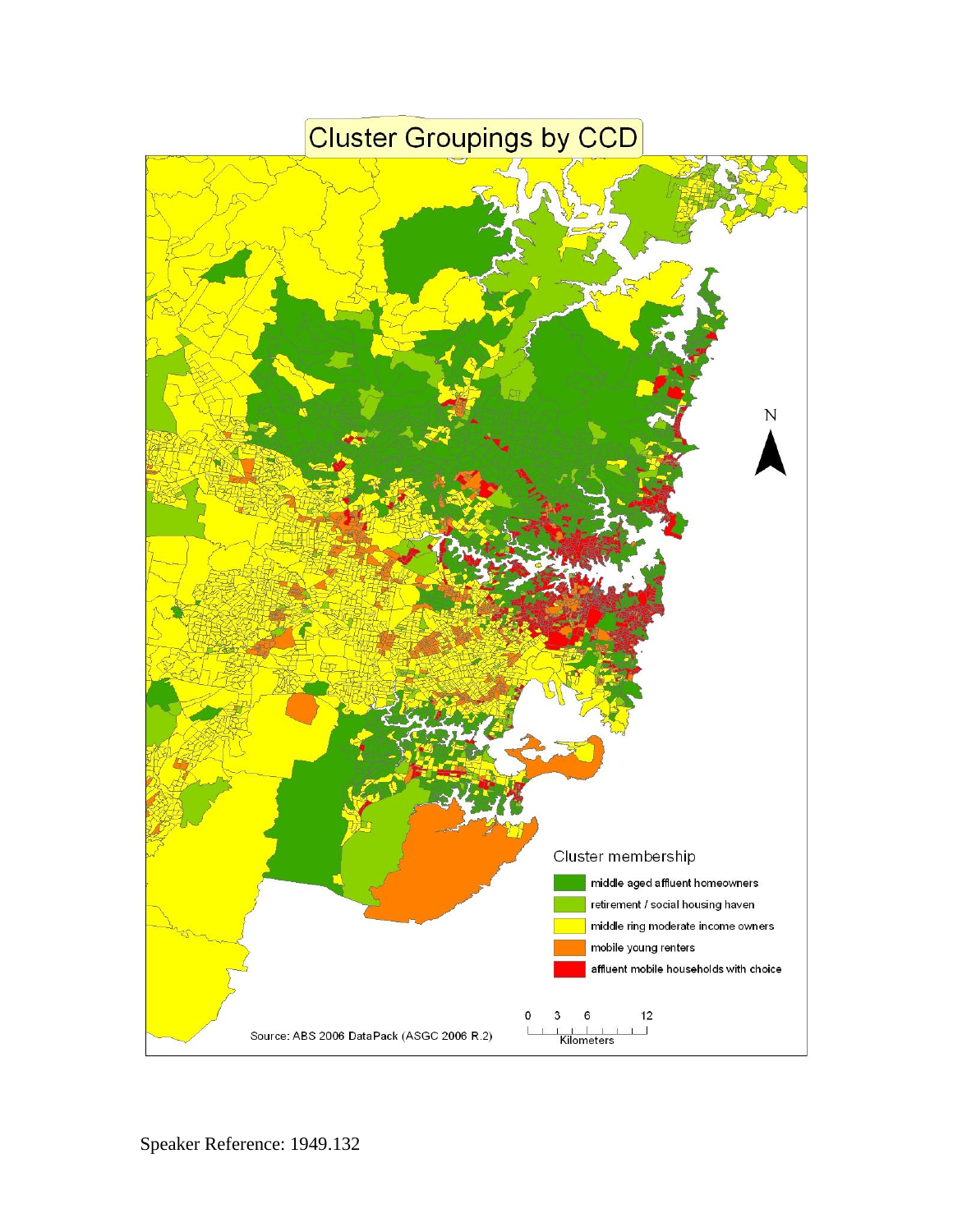# Cluster Groupings by CCD

Cluster membership

- middle aged affluent homeowners
- retirement / social housing haven
- middle ring moderate income owners
- mobile young renters
- affluent mobile households with choice

Source: ABS 2006 DataPack (ASGC 2006 R.2)

0 3 6 12 Kilometers

N

Speaker Reference: 1949.132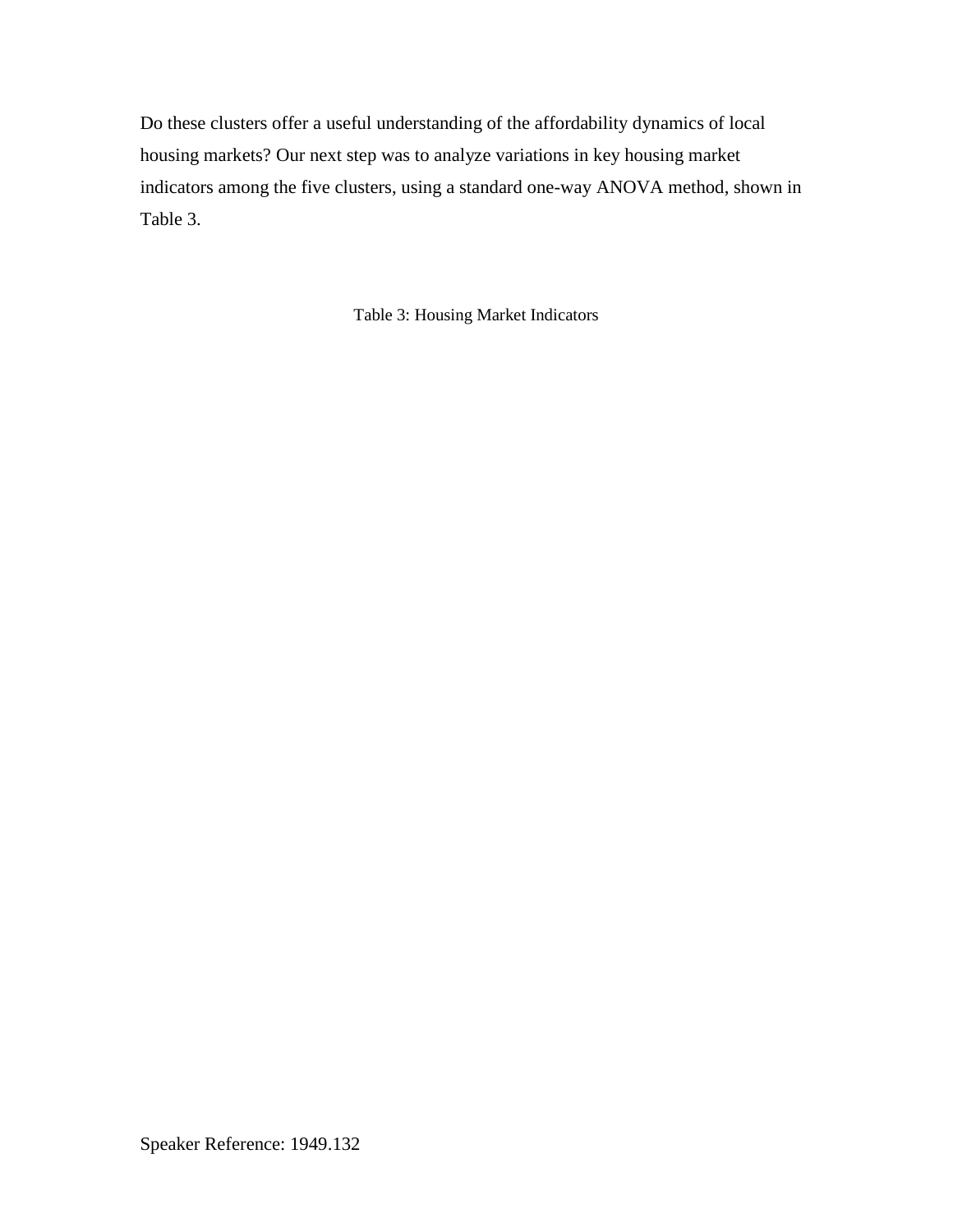Do these clusters offer a useful understanding of the affordability dynamics of local housing markets? Our next step was to analyze variations in key housing market indicators among the five clusters, using a standard one-way ANOVA method, shown in Table 3.

Table 3: Housing Market Indicators

Speaker Reference: 1949.132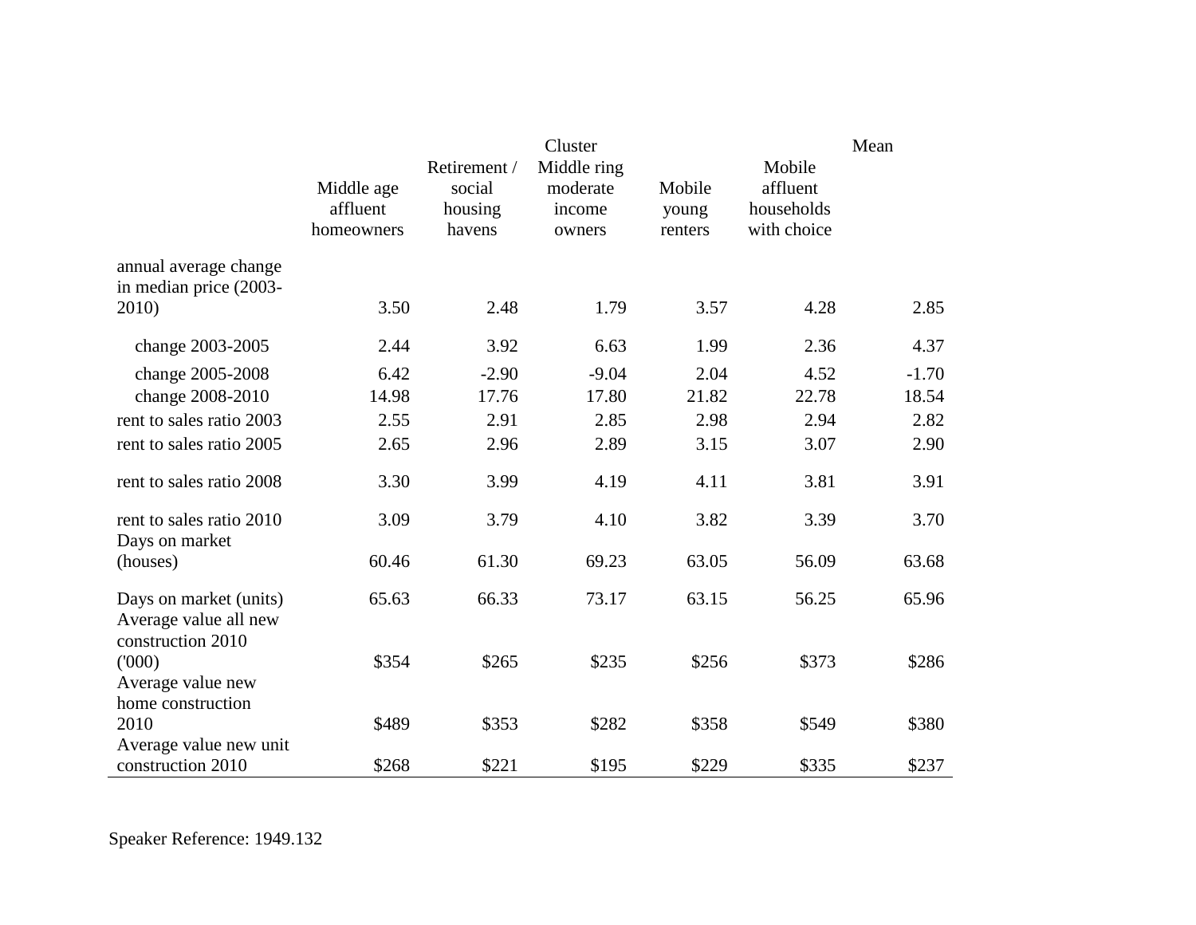| | Cluster | | | | | Mean |
|---|---|---|---|---|---|---|
| | Middle age affluent homeowners | Retirement / social housing havens | Middle ring moderate income owners | Mobile young renters | Mobile affluent households with choice | |
| annual average change in median price (2003-2010) | 3.50 | 2.48 | 1.79 | 3.57 | 4.28 | 2.85 |
| change 2003-2005 | 2.44 | 3.92 | 6.63 | 1.99 | 2.36 | 4.37 |
| change 2005-2008 | 6.42 | -2.90 | -9.04 | 2.04 | 4.52 | -1.70 |
| change 2008-2010 | 14.98 | 17.76 | 17.80 | 21.82 | 22.78 | 18.54 |
| rent to sales ratio 2003 | 2.55 | 2.91 | 2.85 | 2.98 | 2.94 | 2.82 |
| rent to sales ratio 2005 | 2.65 | 2.96 | 2.89 | 3.15 | 3.07 | 2.90 |
| rent to sales ratio 2008 | 3.30 | 3.99 | 4.19 | 4.11 | 3.81 | 3.91 |
| rent to sales ratio 2010 | 3.09 | 3.79 | 4.10 | 3.82 | 3.39 | 3.70 |
| Days on market (houses) | 60.46 | 61.30 | 69.23 | 63.05 | 56.09 | 63.68 |
| Days on market (units) | 65.63 | 66.33 | 73.17 | 63.15 | 56.25 | 65.96 |
| Average value all new construction 2010 ('000) | $354 | $265 | $235 | $256 | $373 | $286 |
| Average value new home construction 2010 | $489 | $353 | $282 | $358 | $549 | $380 |
| Average value new unit construction 2010 | $268 | $221 | $195 | $229 | $335 | $237 |

Speaker Reference: 1949.132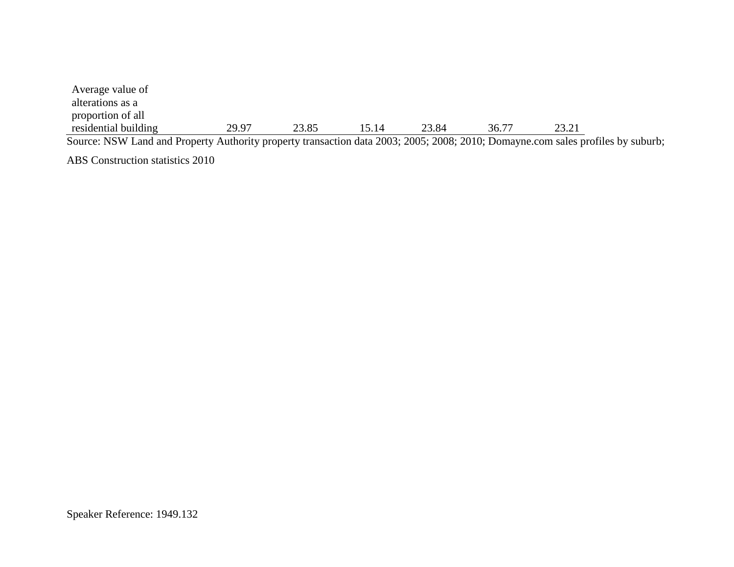| | | | | | | |
|---|---|---|---|---|---|---|
| Average value of alterations as a proportion of all residential building | 29.97 | 23.85 | 15.14 | 23.84 | 36.77 | 23.21 |

Source: NSW Land and Property Authority property transaction data 2003; 2005; 2008; 2010; Domayne.com sales profiles by suburb; ABS Construction statistics 2010

Speaker Reference: 1949.132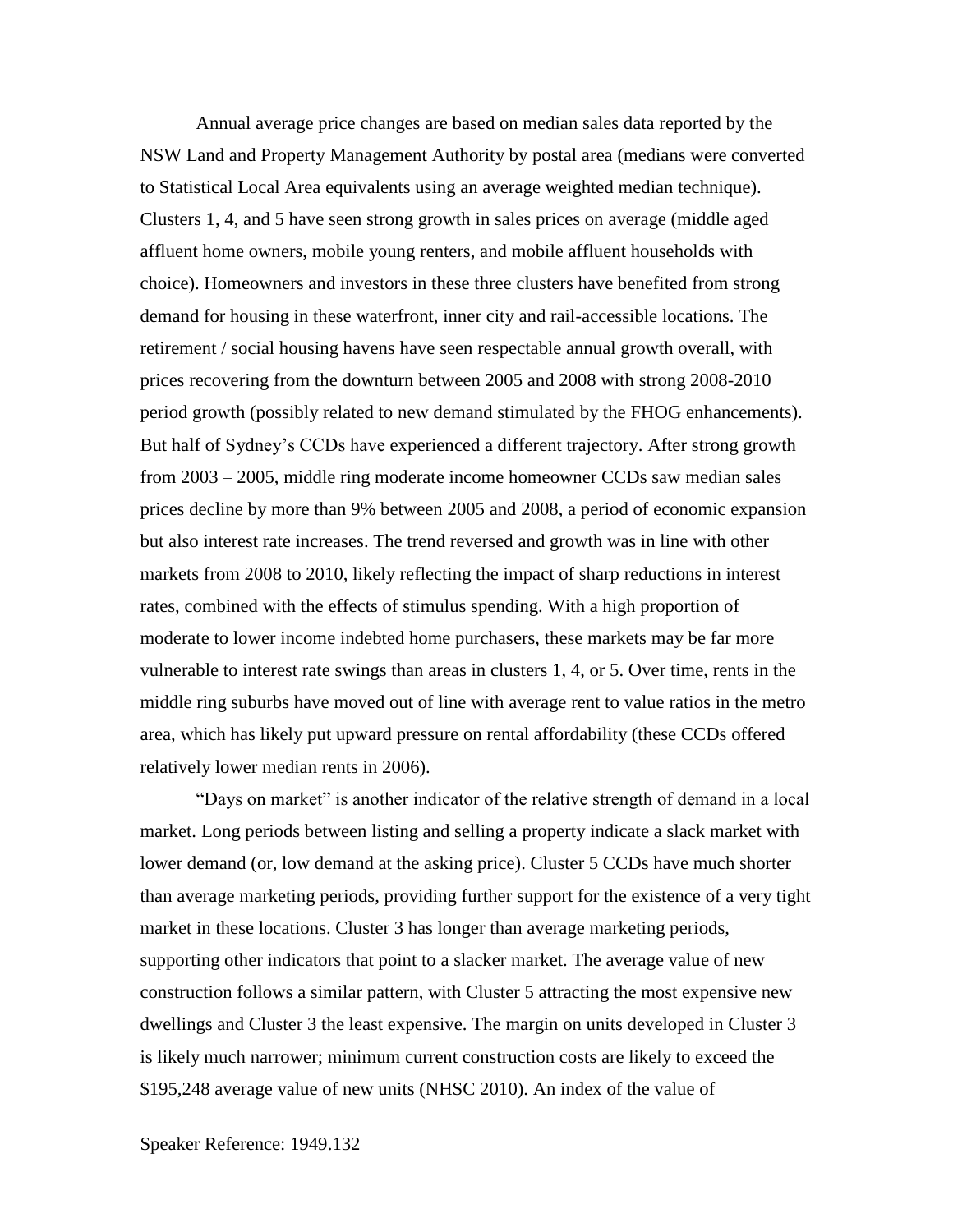Annual average price changes are based on median sales data reported by the NSW Land and Property Management Authority by postal area (medians were converted to Statistical Local Area equivalents using an average weighted median technique). Clusters 1, 4, and 5 have seen strong growth in sales prices on average (middle aged affluent home owners, mobile young renters, and mobile affluent households with choice). Homeowners and investors in these three clusters have benefited from strong demand for housing in these waterfront, inner city and rail-accessible locations. The retirement / social housing havens have seen respectable annual growth overall, with prices recovering from the downturn between 2005 and 2008 with strong 2008-2010 period growth (possibly related to new demand stimulated by the FHOG enhancements). But half of Sydney's CCDs have experienced a different trajectory. After strong growth from 2003 – 2005, middle ring moderate income homeowner CCDs saw median sales prices decline by more than 9% between 2005 and 2008, a period of economic expansion but also interest rate increases. The trend reversed and growth was in line with other markets from 2008 to 2010, likely reflecting the impact of sharp reductions in interest rates, combined with the effects of stimulus spending. With a high proportion of moderate to lower income indebted home purchasers, these markets may be far more vulnerable to interest rate swings than areas in clusters 1, 4, or 5. Over time, rents in the middle ring suburbs have moved out of line with average rent to value ratios in the metro area, which has likely put upward pressure on rental affordability (these CCDs offered relatively lower median rents in 2006).

"Days on market" is another indicator of the relative strength of demand in a local market. Long periods between listing and selling a property indicate a slack market with lower demand (or, low demand at the asking price). Cluster 5 CCDs have much shorter than average marketing periods, providing further support for the existence of a very tight market in these locations. Cluster 3 has longer than average marketing periods, supporting other indicators that point to a slacker market. The average value of new construction follows a similar pattern, with Cluster 5 attracting the most expensive new dwellings and Cluster 3 the least expensive. The margin on units developed in Cluster 3 is likely much narrower; minimum current construction costs are likely to exceed the $195,248 average value of new units (NHSC 2010). An index of the value of

Speaker Reference: 1949.132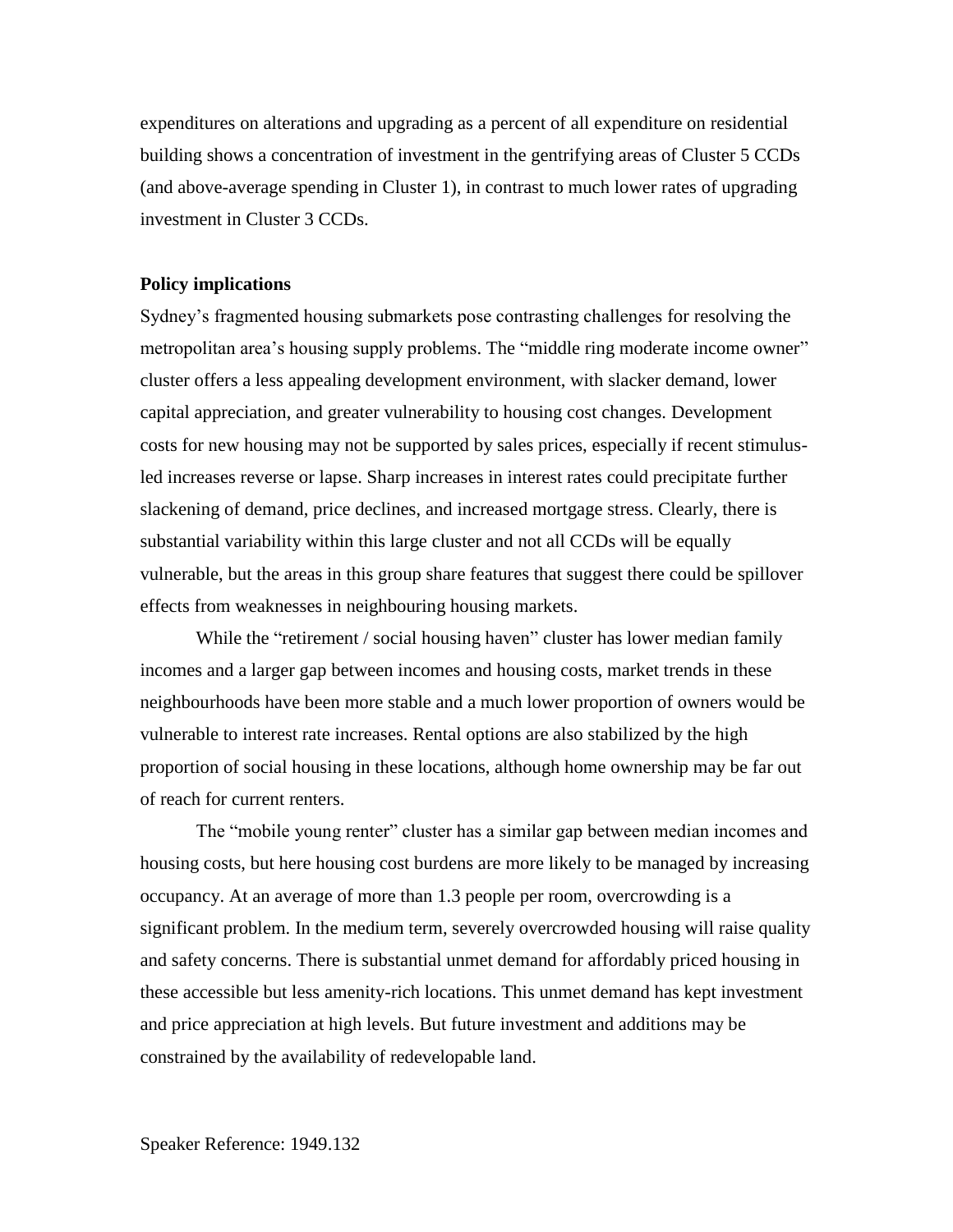expenditures on alterations and upgrading as a percent of all expenditure on residential building shows a concentration of investment in the gentrifying areas of Cluster 5 CCDs (and above-average spending in Cluster 1), in contrast to much lower rates of upgrading investment in Cluster 3 CCDs.

**Policy implications**

Sydney's fragmented housing submarkets pose contrasting challenges for resolving the metropolitan area's housing supply problems. The "middle ring moderate income owner" cluster offers a less appealing development environment, with slacker demand, lower capital appreciation, and greater vulnerability to housing cost changes. Development costs for new housing may not be supported by sales prices, especially if recent stimulus-led increases reverse or lapse. Sharp increases in interest rates could precipitate further slackening of demand, price declines, and increased mortgage stress. Clearly, there is substantial variability within this large cluster and not all CCDs will be equally vulnerable, but the areas in this group share features that suggest there could be spillover effects from weaknesses in neighbouring housing markets.

While the "retirement / social housing haven" cluster has lower median family incomes and a larger gap between incomes and housing costs, market trends in these neighbourhoods have been more stable and a much lower proportion of owners would be vulnerable to interest rate increases. Rental options are also stabilized by the high proportion of social housing in these locations, although home ownership may be far out of reach for current renters.

The "mobile young renter" cluster has a similar gap between median incomes and housing costs, but here housing cost burdens are more likely to be managed by increasing occupancy. At an average of more than 1.3 people per room, overcrowding is a significant problem. In the medium term, severely overcrowded housing will raise quality and safety concerns. There is substantial unmet demand for affordably priced housing in these accessible but less amenity-rich locations. This unmet demand has kept investment and price appreciation at high levels. But future investment and additions may be constrained by the availability of redevelopable land.

Speaker Reference: 1949.132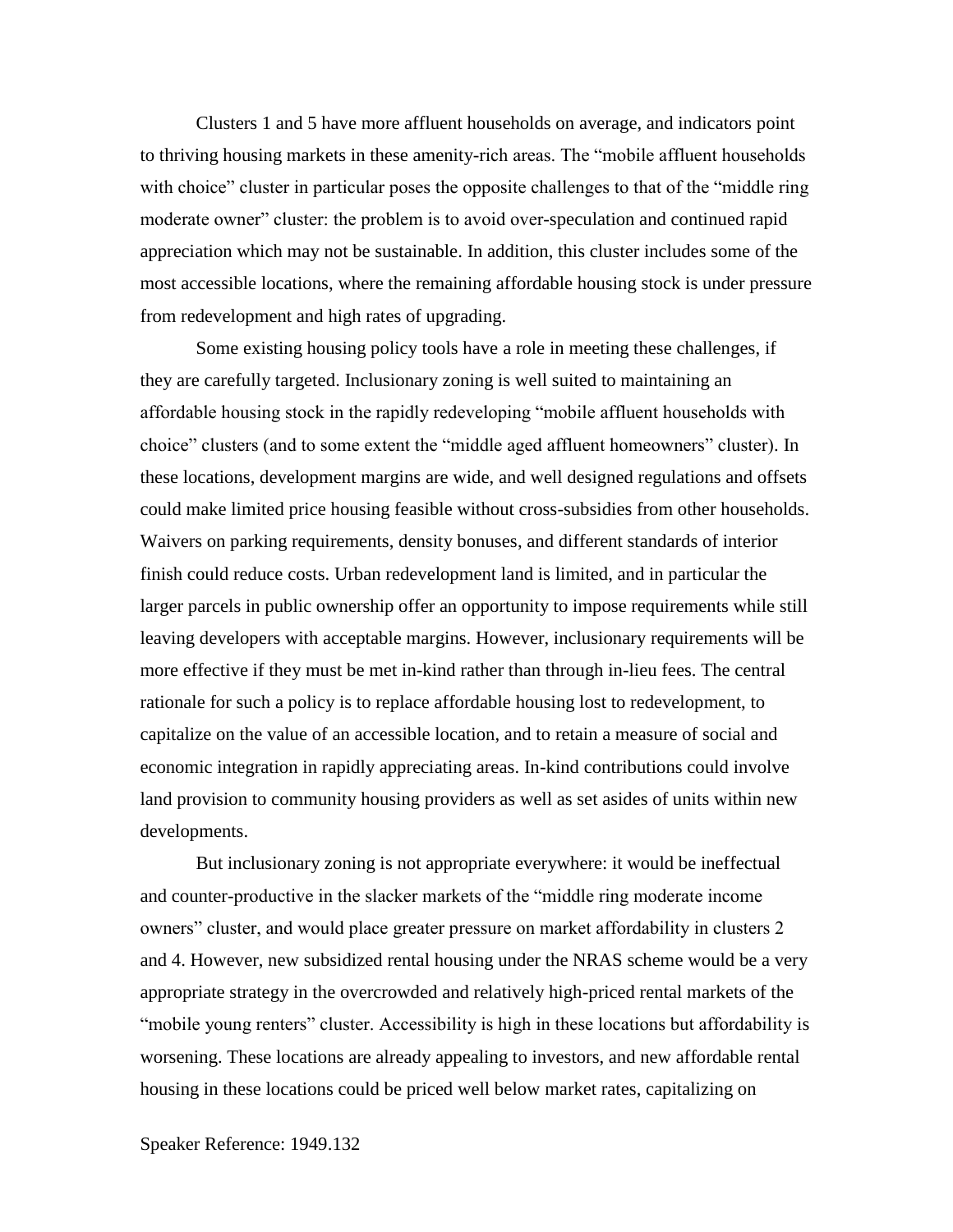Clusters 1 and 5 have more affluent households on average, and indicators point to thriving housing markets in these amenity-rich areas. The "mobile affluent households with choice" cluster in particular poses the opposite challenges to that of the "middle ring moderate owner" cluster: the problem is to avoid over-speculation and continued rapid appreciation which may not be sustainable. In addition, this cluster includes some of the most accessible locations, where the remaining affordable housing stock is under pressure from redevelopment and high rates of upgrading.

Some existing housing policy tools have a role in meeting these challenges, if they are carefully targeted. Inclusionary zoning is well suited to maintaining an affordable housing stock in the rapidly redeveloping "mobile affluent households with choice" clusters (and to some extent the "middle aged affluent homeowners" cluster). In these locations, development margins are wide, and well designed regulations and offsets could make limited price housing feasible without cross-subsidies from other households. Waivers on parking requirements, density bonuses, and different standards of interior finish could reduce costs. Urban redevelopment land is limited, and in particular the larger parcels in public ownership offer an opportunity to impose requirements while still leaving developers with acceptable margins. However, inclusionary requirements will be more effective if they must be met in-kind rather than through in-lieu fees. The central rationale for such a policy is to replace affordable housing lost to redevelopment, to capitalize on the value of an accessible location, and to retain a measure of social and economic integration in rapidly appreciating areas. In-kind contributions could involve land provision to community housing providers as well as set asides of units within new developments.

But inclusionary zoning is not appropriate everywhere: it would be ineffectual and counter-productive in the slacker markets of the "middle ring moderate income owners" cluster, and would place greater pressure on market affordability in clusters 2 and 4. However, new subsidized rental housing under the NRAS scheme would be a very appropriate strategy in the overcrowded and relatively high-priced rental markets of the "mobile young renters" cluster. Accessibility is high in these locations but affordability is worsening. These locations are already appealing to investors, and new affordable rental housing in these locations could be priced well below market rates, capitalizing on

Speaker Reference: 1949.132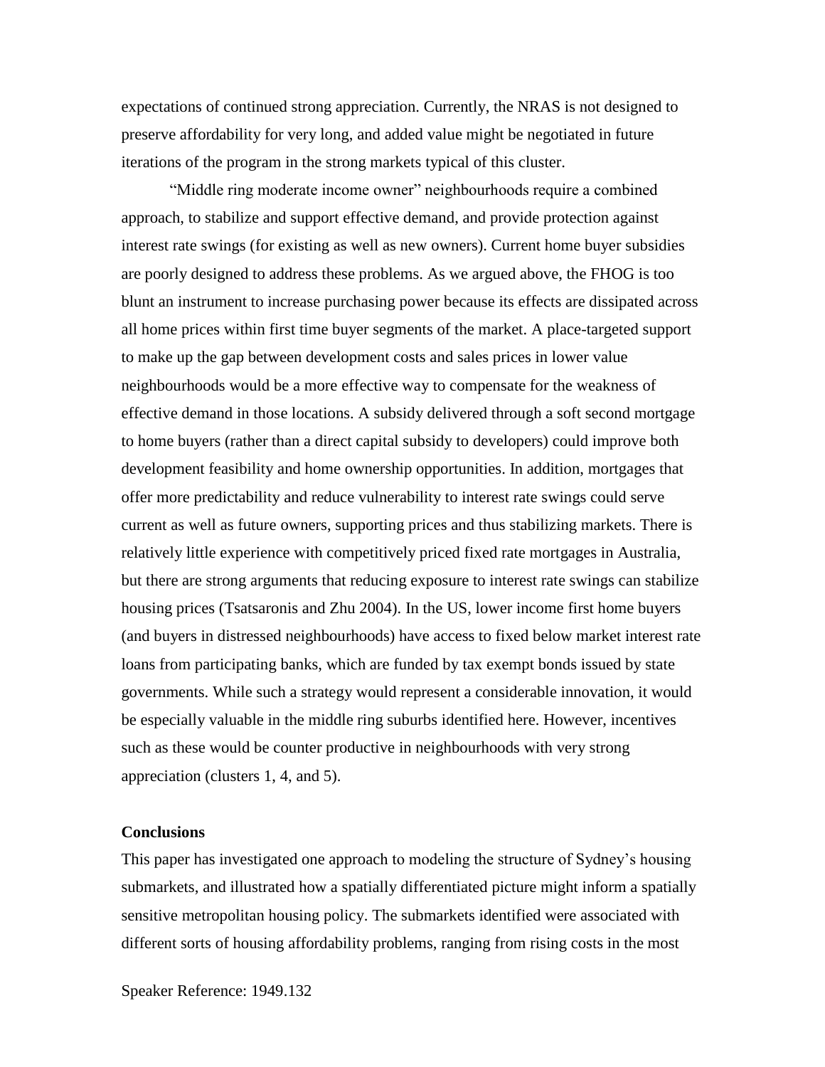expectations of continued strong appreciation. Currently, the NRAS is not designed to preserve affordability for very long, and added value might be negotiated in future iterations of the program in the strong markets typical of this cluster.

"Middle ring moderate income owner" neighbourhoods require a combined approach, to stabilize and support effective demand, and provide protection against interest rate swings (for existing as well as new owners). Current home buyer subsidies are poorly designed to address these problems. As we argued above, the FHOG is too blunt an instrument to increase purchasing power because its effects are dissipated across all home prices within first time buyer segments of the market. A place-targeted support to make up the gap between development costs and sales prices in lower value neighbourhoods would be a more effective way to compensate for the weakness of effective demand in those locations. A subsidy delivered through a soft second mortgage to home buyers (rather than a direct capital subsidy to developers) could improve both development feasibility and home ownership opportunities. In addition, mortgages that offer more predictability and reduce vulnerability to interest rate swings could serve current as well as future owners, supporting prices and thus stabilizing markets. There is relatively little experience with competitively priced fixed rate mortgages in Australia, but there are strong arguments that reducing exposure to interest rate swings can stabilize housing prices (Tsatsaronis and Zhu 2004). In the US, lower income first home buyers (and buyers in distressed neighbourhoods) have access to fixed below market interest rate loans from participating banks, which are funded by tax exempt bonds issued by state governments. While such a strategy would represent a considerable innovation, it would be especially valuable in the middle ring suburbs identified here. However, incentives such as these would be counter productive in neighbourhoods with very strong appreciation (clusters 1, 4, and 5).

## Conclusions

This paper has investigated one approach to modeling the structure of Sydney's housing submarkets, and illustrated how a spatially differentiated picture might inform a spatially sensitive metropolitan housing policy. The submarkets identified were associated with different sorts of housing affordability problems, ranging from rising costs in the most

Speaker Reference: 1949.132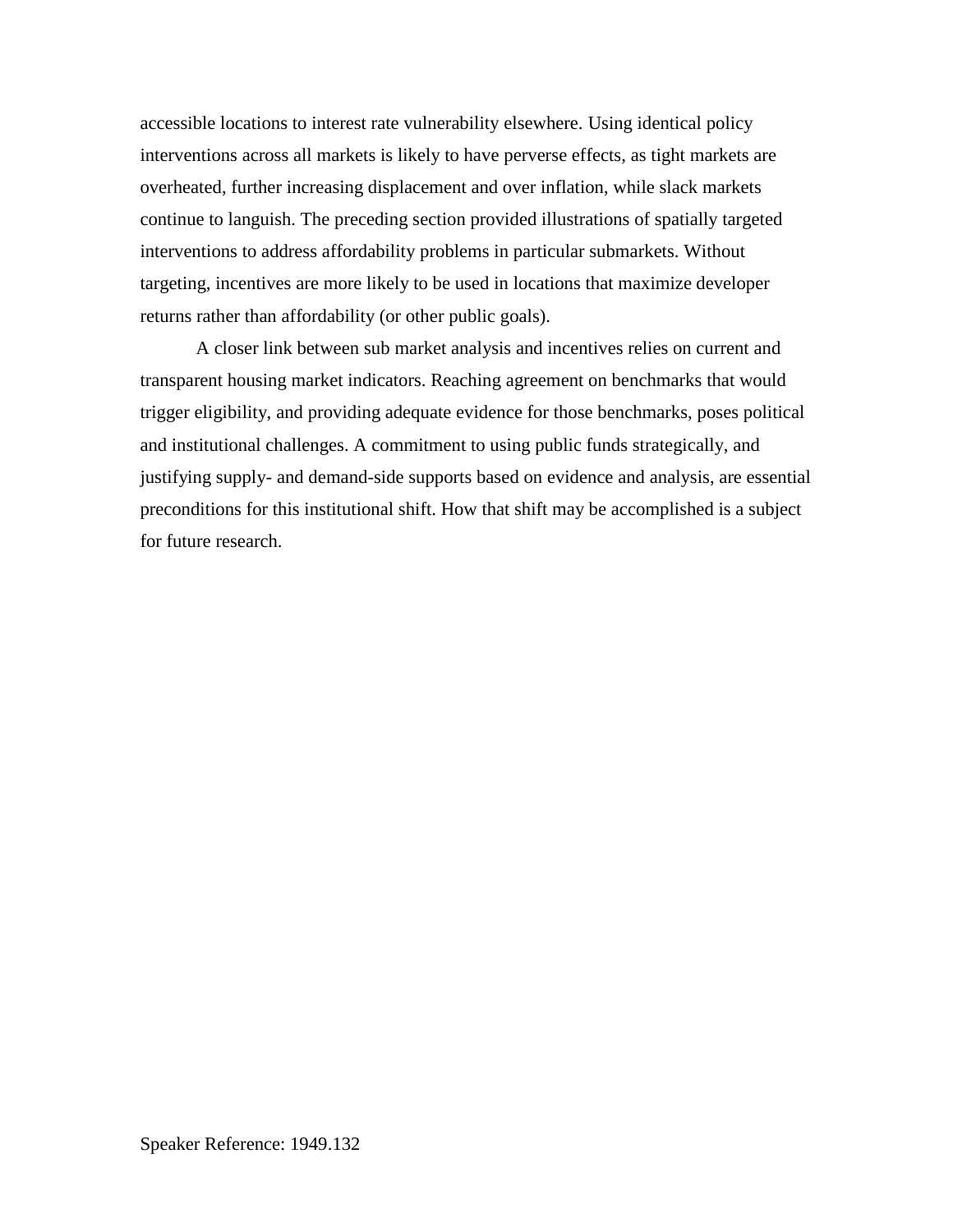accessible locations to interest rate vulnerability elsewhere. Using identical policy interventions across all markets is likely to have perverse effects, as tight markets are overheated, further increasing displacement and over inflation, while slack markets continue to languish. The preceding section provided illustrations of spatially targeted interventions to address affordability problems in particular submarkets. Without targeting, incentives are more likely to be used in locations that maximize developer returns rather than affordability (or other public goals).

A closer link between sub market analysis and incentives relies on current and transparent housing market indicators. Reaching agreement on benchmarks that would trigger eligibility, and providing adequate evidence for those benchmarks, poses political and institutional challenges. A commitment to using public funds strategically, and justifying supply- and demand-side supports based on evidence and analysis, are essential preconditions for this institutional shift. How that shift may be accomplished is a subject for future research.

Speaker Reference: 1949.132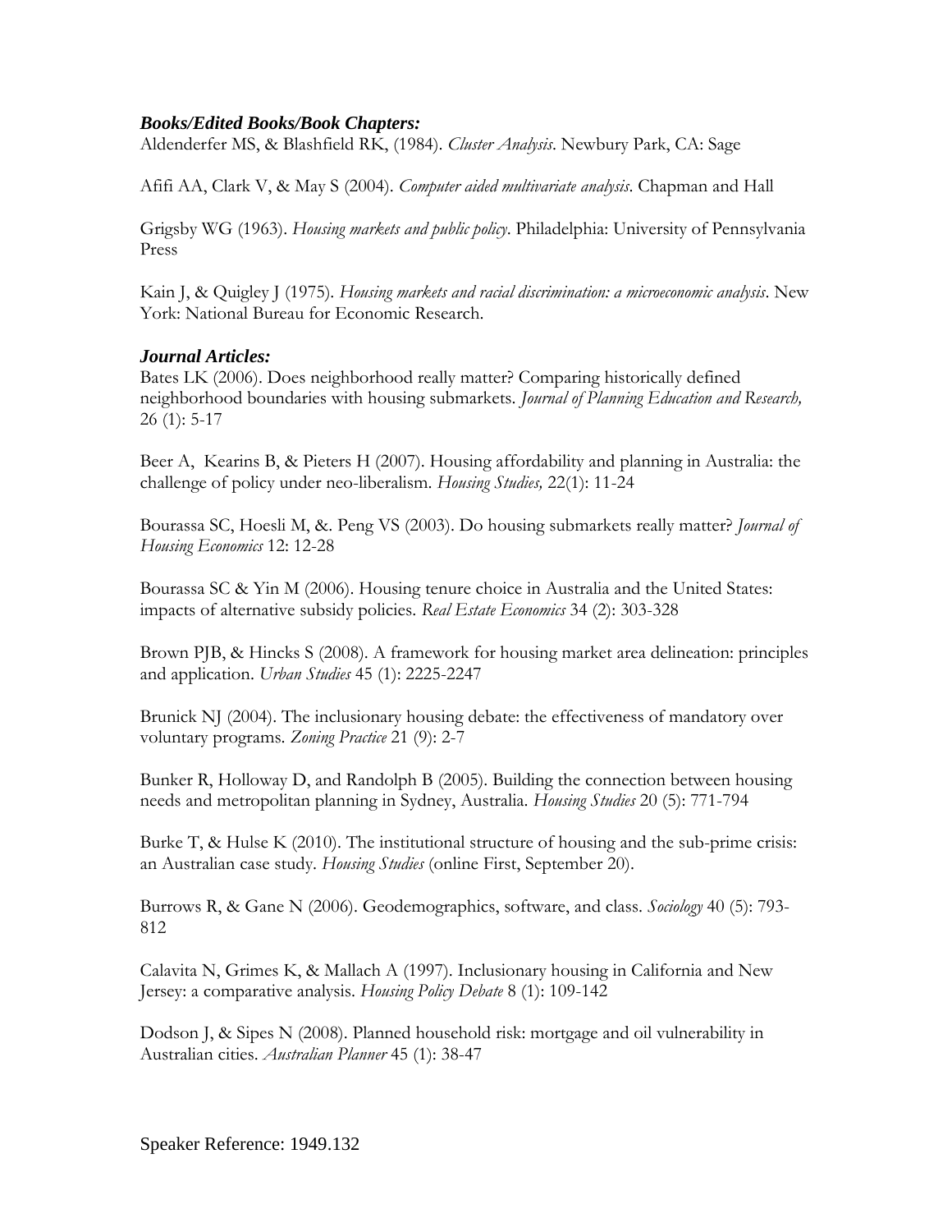### ***Books/Edited Books/Book Chapters:***

Aldenderfer MS, & Blashfield RK, (1984). *Cluster Analysis*. Newbury Park, CA: Sage

Afifi AA, Clark V, & May S (2004). *Computer aided multivariate analysis*. Chapman and Hall

Grigsby WG (1963). *Housing markets and public policy*. Philadelphia: University of Pennsylvania Press

Kain J, & Quigley J (1975). *Housing markets and racial discrimination: a microeconomic analysis*. New York: National Bureau for Economic Research.

### ***Journal Articles:***

Bates LK (2006). Does neighborhood really matter? Comparing historically defined neighborhood boundaries with housing submarkets. *Journal of Planning Education and Research,* 26 (1): 5-17

Beer A, Kearins B, & Pieters H (2007). Housing affordability and planning in Australia: the challenge of policy under neo-liberalism. *Housing Studies,* 22(1): 11-24

Bourassa SC, Hoesli M, &. Peng VS (2003). Do housing submarkets really matter? *Journal of Housing Economics* 12: 12-28

Bourassa SC & Yin M (2006). Housing tenure choice in Australia and the United States: impacts of alternative subsidy policies. *Real Estate Economics* 34 (2): 303-328

Brown PJB, & Hincks S (2008). A framework for housing market area delineation: principles and application. *Urban Studies* 45 (1): 2225-2247

Brunick NJ (2004). The inclusionary housing debate: the effectiveness of mandatory over voluntary programs. *Zoning Practice* 21 (9): 2-7

Bunker R, Holloway D, and Randolph B (2005). Building the connection between housing needs and metropolitan planning in Sydney, Australia. *Housing Studies* 20 (5): 771-794

Burke T, & Hulse K (2010). The institutional structure of housing and the sub-prime crisis: an Australian case study. *Housing Studies* (online First, September 20).

Burrows R, & Gane N (2006). Geodemographics, software, and class. *Sociology* 40 (5): 793-812

Calavita N, Grimes K, & Mallach A (1997). Inclusionary housing in California and New Jersey: a comparative analysis. *Housing Policy Debate* 8 (1): 109-142

Dodson J, & Sipes N (2008). Planned household risk: mortgage and oil vulnerability in Australian cities. *Australian Planner* 45 (1): 38-47

Speaker Reference: 1949.132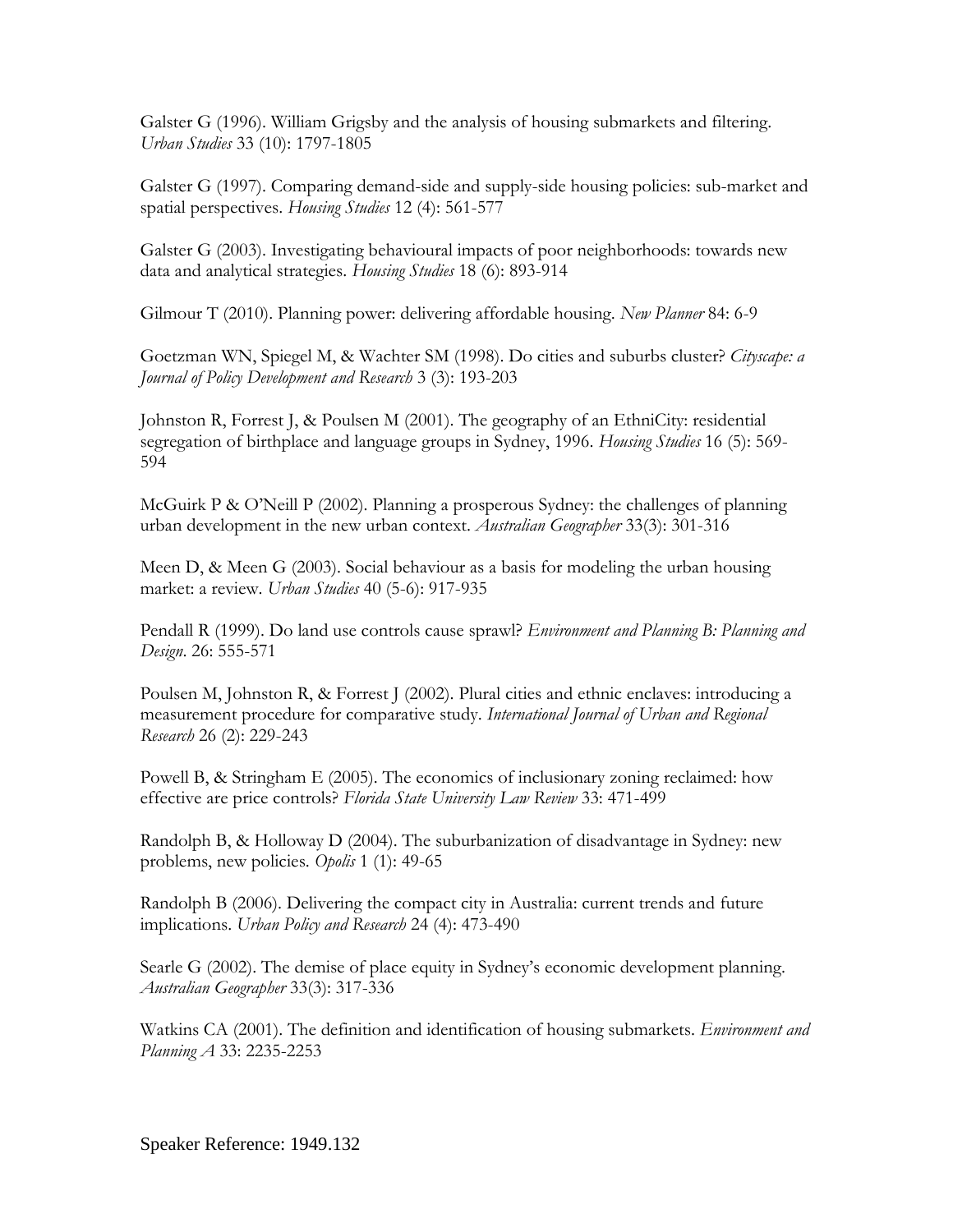Galster G (1996). William Grigsby and the analysis of housing submarkets and filtering. *Urban Studies* 33 (10): 1797-1805

Galster G (1997). Comparing demand-side and supply-side housing policies: sub-market and spatial perspectives. *Housing Studies* 12 (4): 561-577

Galster G (2003). Investigating behavioural impacts of poor neighborhoods: towards new data and analytical strategies. *Housing Studies* 18 (6): 893-914

Gilmour T (2010). Planning power: delivering affordable housing. *New Planner* 84: 6-9

Goetzman WN, Spiegel M, & Wachter SM (1998). Do cities and suburbs cluster? *Cityscape: a Journal of Policy Development and Research* 3 (3): 193-203

Johnston R, Forrest J, & Poulsen M (2001). The geography of an EthniCity: residential segregation of birthplace and language groups in Sydney, 1996. *Housing Studies* 16 (5): 569-594

McGuirk P & O'Neill P (2002). Planning a prosperous Sydney: the challenges of planning urban development in the new urban context. *Australian Geographer* 33(3): 301-316

Meen D, & Meen G (2003). Social behaviour as a basis for modeling the urban housing market: a review. *Urban Studies* 40 (5-6): 917-935

Pendall R (1999). Do land use controls cause sprawl? *Environment and Planning B: Planning and Design*. 26: 555-571

Poulsen M, Johnston R, & Forrest J (2002). Plural cities and ethnic enclaves: introducing a measurement procedure for comparative study. *International Journal of Urban and Regional Research* 26 (2): 229-243

Powell B, & Stringham E (2005). The economics of inclusionary zoning reclaimed: how effective are price controls? *Florida State University Law Review* 33: 471-499

Randolph B, & Holloway D (2004). The suburbanization of disadvantage in Sydney: new problems, new policies. *Opolis* 1 (1): 49-65

Randolph B (2006). Delivering the compact city in Australia: current trends and future implications. *Urban Policy and Research* 24 (4): 473-490

Searle G (2002). The demise of place equity in Sydney's economic development planning. *Australian Geographer* 33(3): 317-336

Watkins CA (2001). The definition and identification of housing submarkets. *Environment and Planning A* 33: 2235-2253

Speaker Reference: 1949.132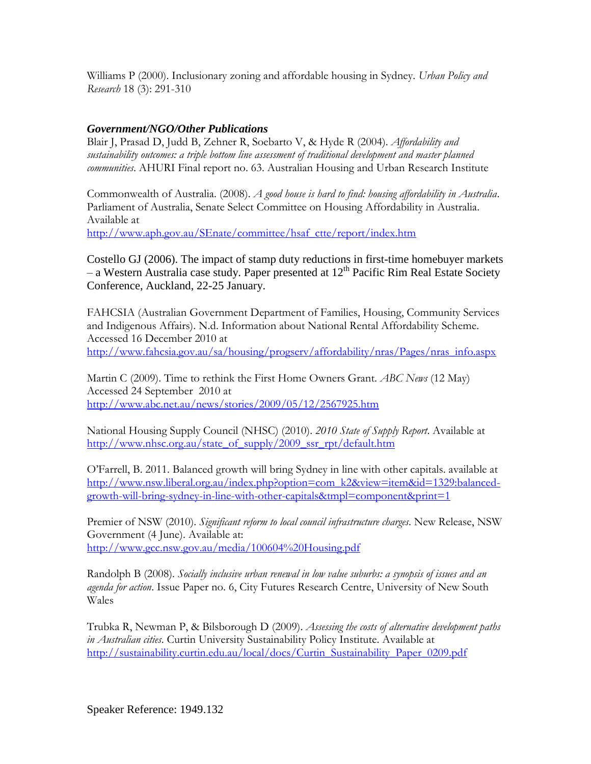Williams P (2000). Inclusionary zoning and affordable housing in Sydney. *Urban Policy and Research* 18 (3): 291-310

### *Government/NGO/Other Publications*

Blair J, Prasad D, Judd B, Zehner R, Soebarto V, & Hyde R (2004). *Affordability and sustainability outcomes: a triple bottom line assessment of traditional development and master planned communities*. AHURI Final report no. 63. Australian Housing and Urban Research Institute

Commonwealth of Australia. (2008). *A good house is hard to find: housing affordability in Australia*. Parliament of Australia, Senate Select Committee on Housing Affordability in Australia. Available at http://www.aph.gov.au/SEnate/committee/hsaf_ctte/report/index.htm

Costello GJ (2006). The impact of stamp duty reductions in first-time homebuyer markets – a Western Australia case study. Paper presented at 12th Pacific Rim Real Estate Society Conference, Auckland, 22-25 January.

FAHCSIA (Australian Government Department of Families, Housing, Community Services and Indigenous Affairs). N.d. Information about National Rental Affordability Scheme. Accessed 16 December 2010 at http://www.fahcsia.gov.au/sa/housing/progserv/affordability/nras/Pages/nras_info.aspx

Martin C (2009). Time to rethink the First Home Owners Grant. *ABC News* (12 May) Accessed 24 September 2010 at http://www.abc.net.au/news/stories/2009/05/12/2567925.htm

National Housing Supply Council (NHSC) (2010). *2010 State of Supply Report*. Available at http://www.nhsc.org.au/state_of_supply/2009_ssr_rpt/default.htm

O'Farrell, B. 2011. Balanced growth will bring Sydney in line with other capitals. available at http://www.nsw.liberal.org.au/index.php?option=com_k2&view=item&id=1329:balanced-growth-will-bring-sydney-in-line-with-other-capitals&tmpl=component&print=1

Premier of NSW (2010). *Significant reform to local council infrastructure charges*. New Release, NSW Government (4 June). Available at: http://www.gcc.nsw.gov.au/media/100604%20Housing.pdf

Randolph B (2008). *Socially inclusive urban renewal in low value suburbs: a synopsis of issues and an agenda for action*. Issue Paper no. 6, City Futures Research Centre, University of New South Wales

Trubka R, Newman P, & Bilsborough D (2009). *Assessing the costs of alternative development paths in Australian cities*. Curtin University Sustainability Policy Institute. Available at http://sustainability.curtin.edu.au/local/docs/Curtin_Sustainability_Paper_0209.pdf

Speaker Reference: 1949.132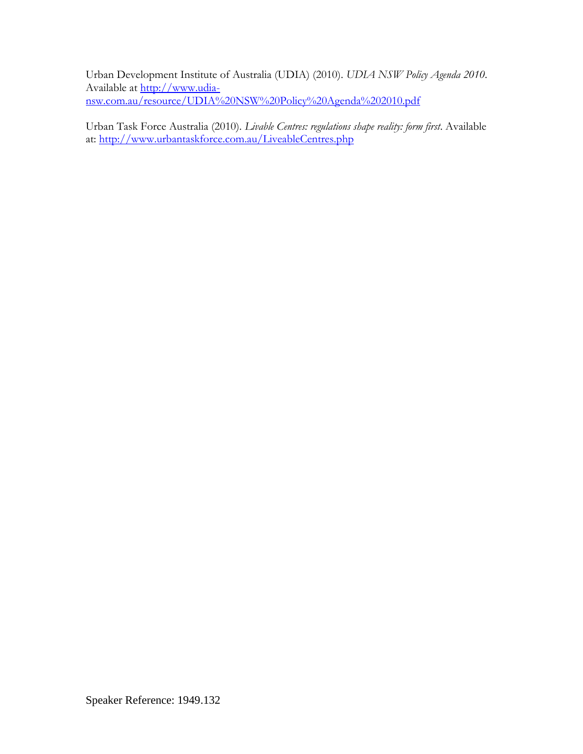Urban Development Institute of Australia (UDIA) (2010). *UDIA NSW Policy Agenda 2010*. Available at http://www.udia-nsw.com.au/resource/UDIA%20NSW%20Policy%20Agenda%202010.pdf

Urban Task Force Australia (2010). *Livable Centres: regulations shape reality: form first*. Available at: http://www.urbantaskforce.com.au/LiveableCentres.php

Speaker Reference: 1949.132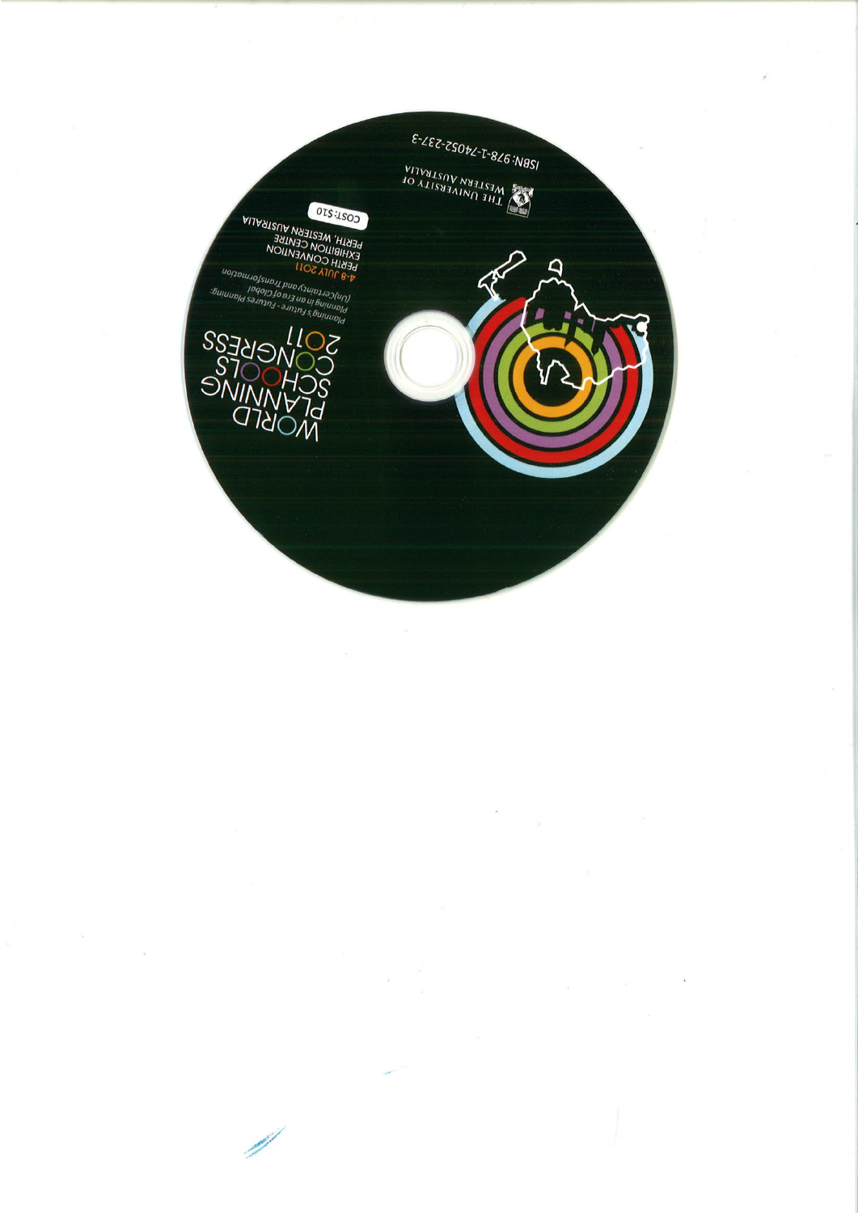# WORLD PLANNING SCHOOLS CONGRESS 2011

Planning's Future - Futures Planning:
Planning in an Era of Global
(Un)Certainty and Transformation

4-8 JULY 2011
PERTH CONVENTION
EXHIBITION CENTRE
PERTH, WESTERN AUSTRALIA

COST: $10

THE UNIVERSITY OF WESTERN AUSTRALIA

ISBN: 978-1-74052-237-3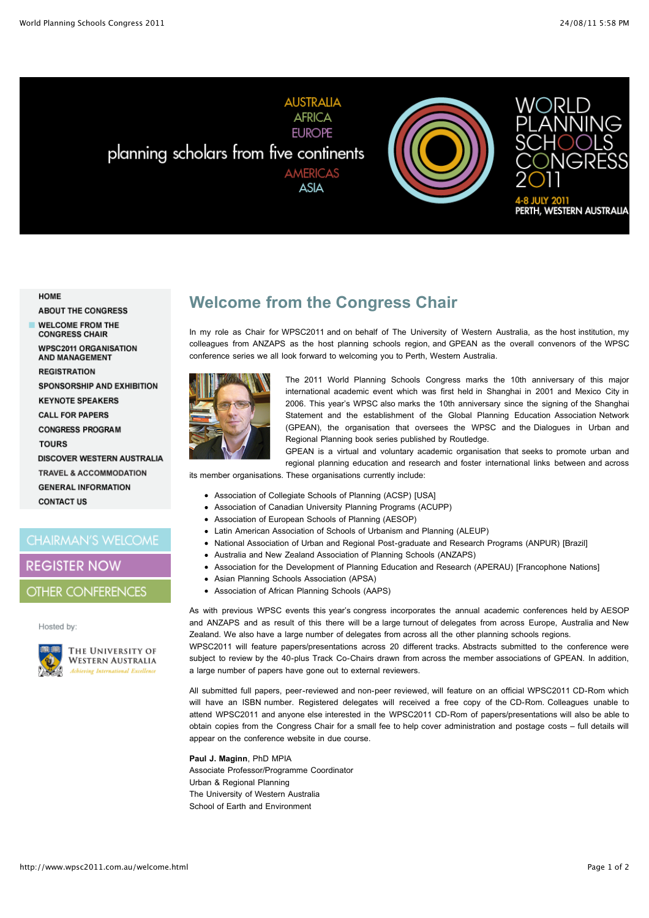AUSTRALIA
AFRICA
EUROPE
planning scholars from five continents
AMERICAS
ASIA

WORLD PLANNING SCHOOLS CONGRESS 2011

4-8 JULY 2011
PERTH, WESTERN AUSTRALIA

- HOME
- ABOUT THE CONGRESS
- WELCOME FROM THE CONGRESS CHAIR
- WPSC2011 ORGANISATION AND MANAGEMENT
- REGISTRATION
- SPONSORSHIP AND EXHIBITION
- KEYNOTE SPEAKERS
- CALL FOR PAPERS
- CONGRESS PROGRAM
- TOURS
- DISCOVER WESTERN AUSTRALIA
- TRAVEL & ACCOMMODATION
- GENERAL INFORMATION
- CONTACT US

CHAIRMAN'S WELCOME

REGISTER NOW

OTHER CONFERENCES

Hosted by:

The University of Western Australia
*Achieving International Excellence*

# Welcome from the Congress Chair

In my role as Chair for WPSC2011 and on behalf of The University of Western Australia, as the host institution, my colleagues from ANZAPS as the host planning schools region, and GPEAN as the overall convenors of the WPSC conference series we all look forward to welcoming you to Perth, Western Australia.

The 2011 World Planning Schools Congress marks the 10th anniversary of this major international academic event which was first held in Shanghai in 2001 and Mexico City in 2006. This year's WPSC also marks the 10th anniversary since the signing of the Shanghai Statement and the establishment of the Global Planning Education Association Network (GPEAN), the organisation that oversees the WPSC and the Dialogues in Urban and Regional Planning book series published by Routledge.

GPEAN is a virtual and voluntary academic organisation that seeks to promote urban and regional planning education and research and foster international links between and across its member organisations. These organisations currently include:

- Association of Collegiate Schools of Planning (ACSP) [USA]
- Association of Canadian University Planning Programs (ACUPP)
- Association of European Schools of Planning (AESOP)
- Latin American Association of Schools of Urbanism and Planning (ALEUP)
- National Association of Urban and Regional Post-graduate and Research Programs (ANPUR) [Brazil]
- Australia and New Zealand Association of Planning Schools (ANZAPS)
- Association for the Development of Planning Education and Research (APERAU) [Francophone Nations]
- Asian Planning Schools Association (APSA)
- Association of African Planning Schools (AAPS)

As with previous WPSC events this year's congress incorporates the annual academic conferences held by AESOP and ANZAPS and as result of this there will be a large turnout of delegates from across Europe, Australia and New Zealand. We also have a large number of delegates from across all the other planning schools regions.

WPSC2011 will feature papers/presentations across 20 different tracks. Abstracts submitted to the conference were subject to review by the 40-plus Track Co-Chairs drawn from across the member associations of GPEAN. In addition, a large number of papers have gone out to external reviewers.

All submitted full papers, peer-reviewed and non-peer reviewed, will feature on an official WPSC2011 CD-Rom which will have an ISBN number. Registered delegates will received a free copy of the CD-Rom. Colleagues unable to attend WPSC2011 and anyone else interested in the WPSC2011 CD-Rom of papers/presentations will also be able to obtain copies from the Congress Chair for a small fee to help cover administration and postage costs – full details will appear on the conference website in due course.

**Paul J. Maginn**, PhD MPIA
Associate Professor/Programme Coordinator
Urban & Regional Planning
The University of Western Australia
School of Earth and Environment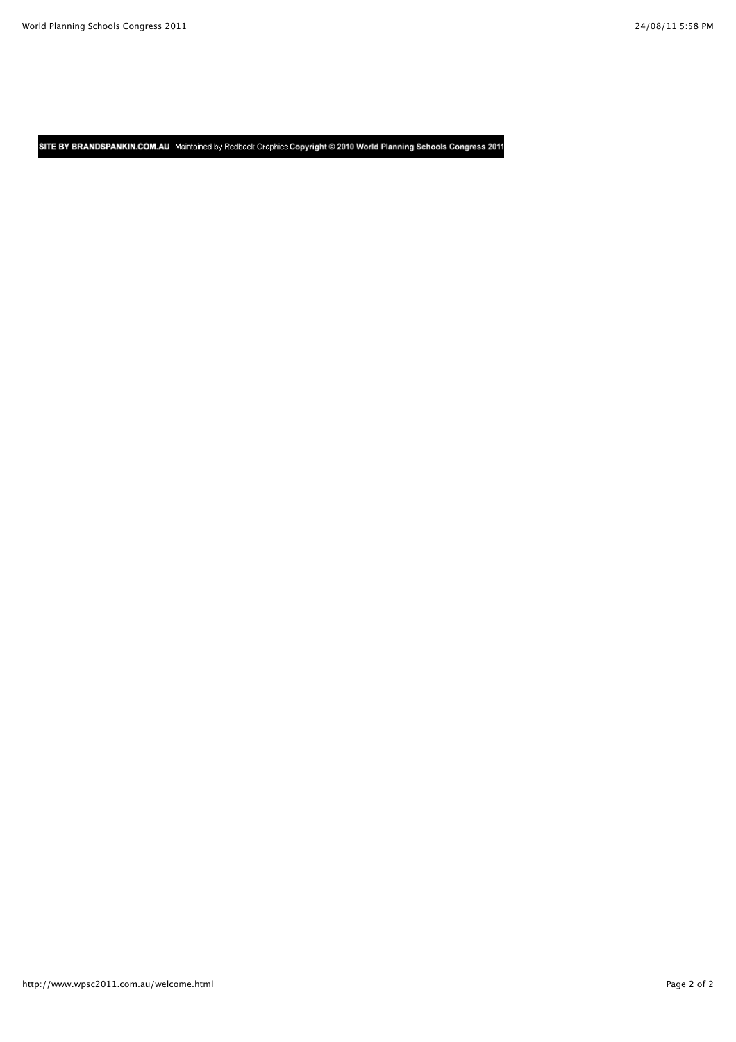**SITE BY BRANDSPANKIN.COM.AU** Maintained by Redback Graphics **Copyright © 2010 World Planning Schools Congress 2011**